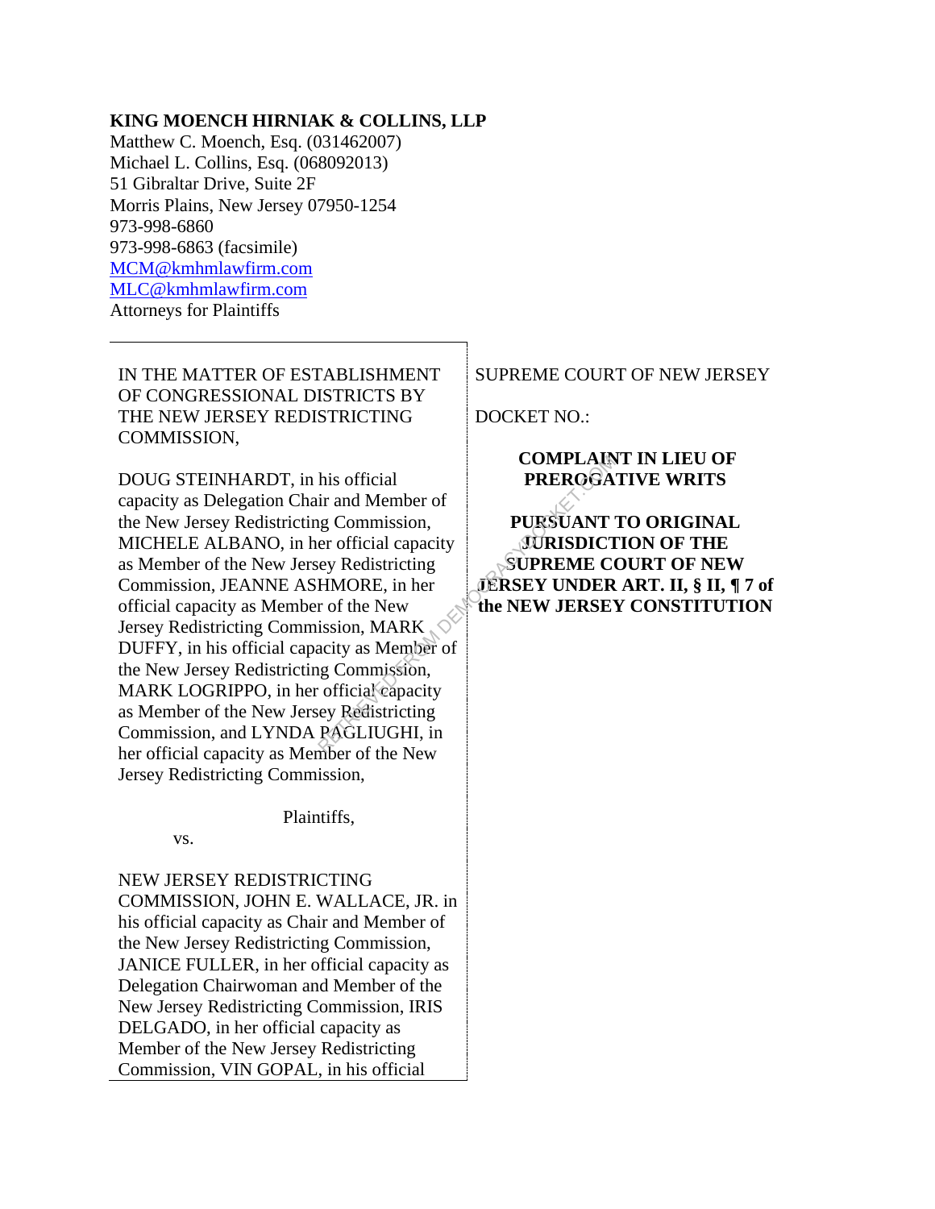**KING MOENCH HIRNIAK & COLLINS, LLP**
Matthew C. Moench, Esq. (031462007)
Michael L. Collins, Esq. (068092013)
51 Gibraltar Drive, Suite 2F
Morris Plains, New Jersey 07950-1254
973-998-6860
973-998-6863 (facsimile)
MCM@kmhmlawfirm.com
MLC@kmhmlawfirm.com
Attorneys for Plaintiffs

IN THE MATTER OF ESTABLISHMENT OF CONGRESSIONAL DISTRICTS BY THE NEW JERSEY REDISTRICTING COMMISSION,

DOUG STEINHARDT, in his official capacity as Delegation Chair and Member of the New Jersey Redistricting Commission, MICHELE ALBANO, in her official capacity as Member of the New Jersey Redistricting Commission, JEANNE ASHMORE, in her official capacity as Member of the New Jersey Redistricting Commission, MARK DUFFY, in his official capacity as Member of the New Jersey Redistricting Commission, MARK LOGRIPPO, in her official capacity as Member of the New Jersey Redistricting Commission, and LYNDA PAGLIUGHI, in her official capacity as Member of the New Jersey Redistricting Commission,

Plaintiffs,

vs.

NEW JERSEY REDISTRICTING COMMISSION, JOHN E. WALLACE, JR. in his official capacity as Chair and Member of the New Jersey Redistricting Commission, JANICE FULLER, in her official capacity as Delegation Chairwoman and Member of the New Jersey Redistricting Commission, IRIS DELGADO, in her official capacity as Member of the New Jersey Redistricting Commission, VIN GOPAL, in his official

SUPREME COURT OF NEW JERSEY

DOCKET NO.:

**COMPLAINT IN LIEU OF PREROGATIVE WRITS**

**PURSUANT TO ORIGINAL JURISDICTION OF THE SUPREME COURT OF NEW JERSEY UNDER ART. II, § II, ¶ 7 of the NEW JERSEY CONSTITUTION**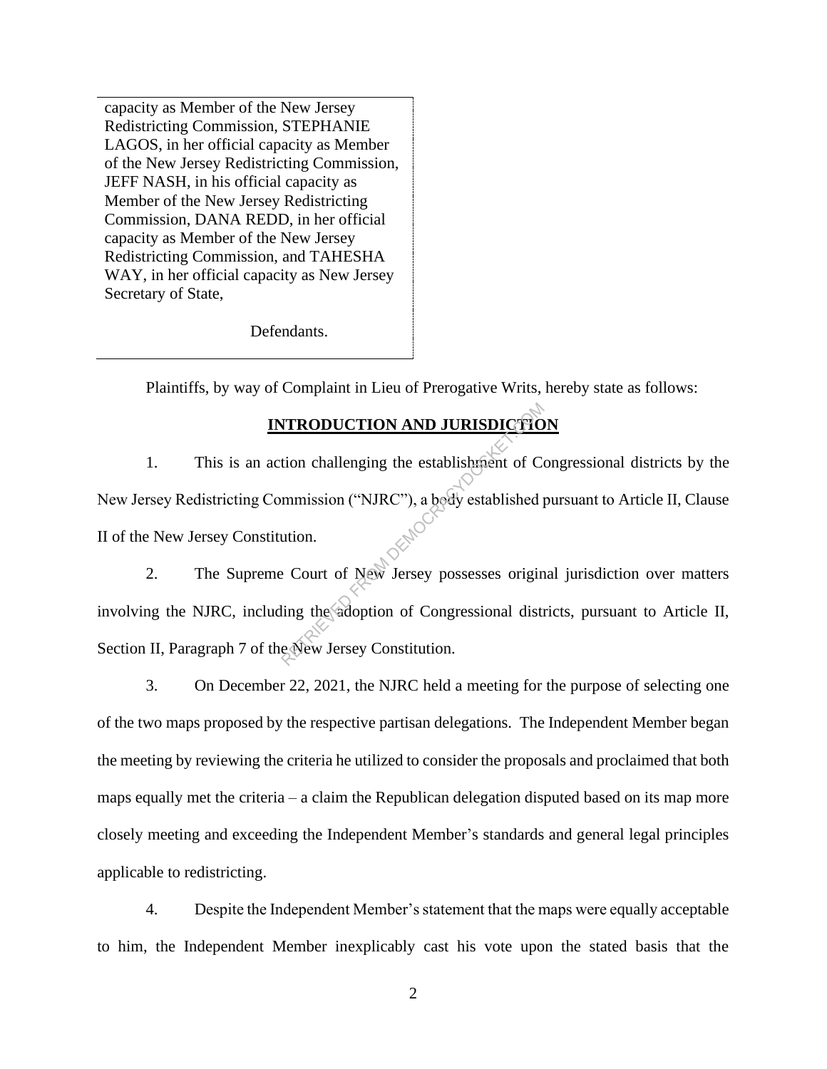capacity as Member of the New Jersey Redistricting Commission, STEPHANIE LAGOS, in her official capacity as Member of the New Jersey Redistricting Commission, JEFF NASH, in his official capacity as Member of the New Jersey Redistricting Commission, DANA REDD, in her official capacity as Member of the New Jersey Redistricting Commission, and TAHESHA WAY, in her official capacity as New Jersey Secretary of State,

Defendants.

Plaintiffs, by way of Complaint in Lieu of Prerogative Writs, hereby state as follows:

## INTRODUCTION AND JURISDICTION

1. This is an action challenging the establishment of Congressional districts by the New Jersey Redistricting Commission ("NJRC"), a body established pursuant to Article II, Clause II of the New Jersey Constitution.

2. The Supreme Court of New Jersey possesses original jurisdiction over matters involving the NJRC, including the adoption of Congressional districts, pursuant to Article II, Section II, Paragraph 7 of the New Jersey Constitution.

3. On December 22, 2021, the NJRC held a meeting for the purpose of selecting one of the two maps proposed by the respective partisan delegations. The Independent Member began the meeting by reviewing the criteria he utilized to consider the proposals and proclaimed that both maps equally met the criteria – a claim the Republican delegation disputed based on its map more closely meeting and exceeding the Independent Member's standards and general legal principles applicable to redistricting.

4. Despite the Independent Member's statement that the maps were equally acceptable to him, the Independent Member inexplicably cast his vote upon the stated basis that the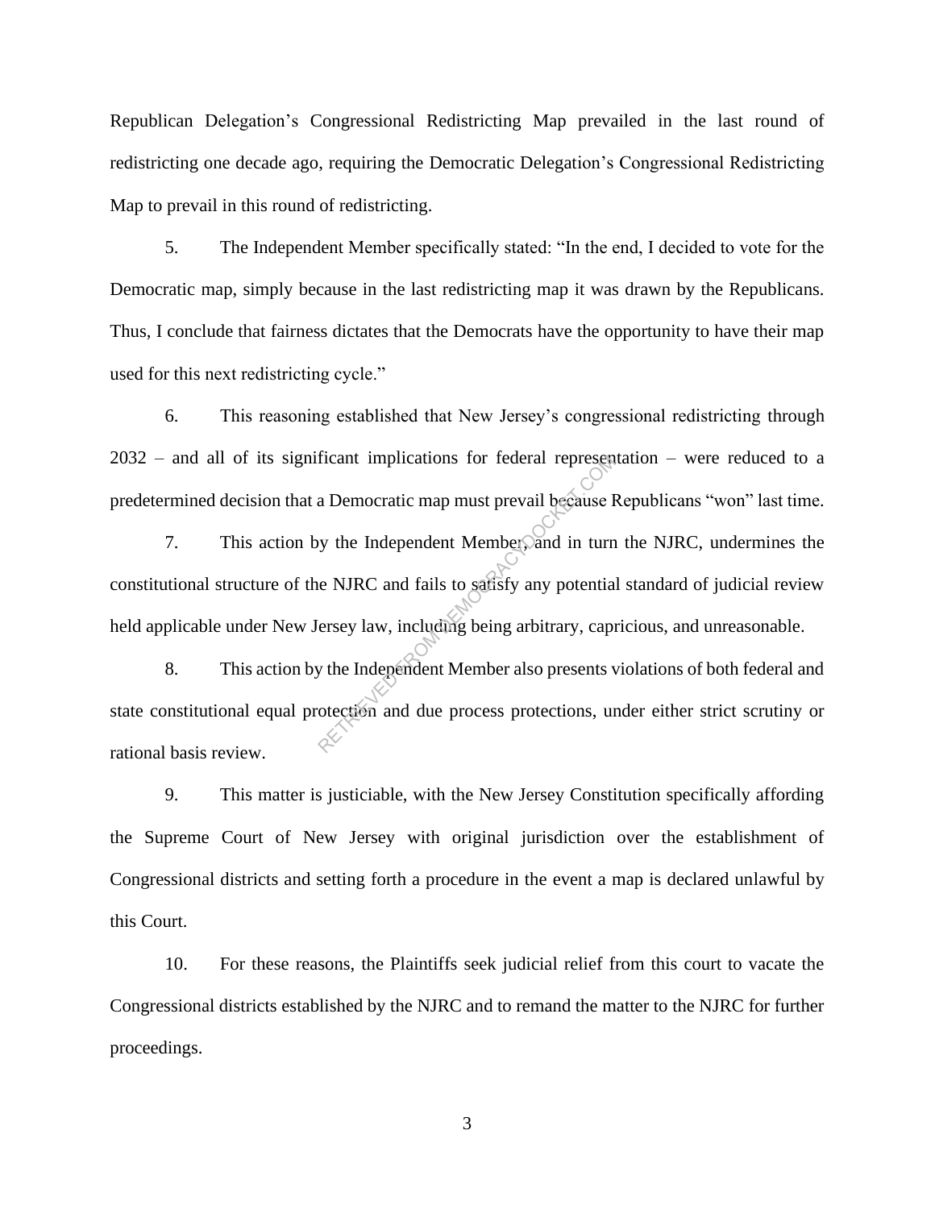Republican Delegation's Congressional Redistricting Map prevailed in the last round of redistricting one decade ago, requiring the Democratic Delegation's Congressional Redistricting Map to prevail in this round of redistricting.

5. The Independent Member specifically stated: "In the end, I decided to vote for the Democratic map, simply because in the last redistricting map it was drawn by the Republicans. Thus, I conclude that fairness dictates that the Democrats have the opportunity to have their map used for this next redistricting cycle."

6. This reasoning established that New Jersey's congressional redistricting through 2032 – and all of its significant implications for federal representation – were reduced to a predetermined decision that a Democratic map must prevail because Republicans "won" last time.

7. This action by the Independent Member, and in turn the NJRC, undermines the constitutional structure of the NJRC and fails to satisfy any potential standard of judicial review held applicable under New Jersey law, including being arbitrary, capricious, and unreasonable.

8. This action by the Independent Member also presents violations of both federal and state constitutional equal protection and due process protections, under either strict scrutiny or rational basis review.

9. This matter is justiciable, with the New Jersey Constitution specifically affording the Supreme Court of New Jersey with original jurisdiction over the establishment of Congressional districts and setting forth a procedure in the event a map is declared unlawful by this Court.

10. For these reasons, the Plaintiffs seek judicial relief from this court to vacate the Congressional districts established by the NJRC and to remand the matter to the NJRC for further proceedings.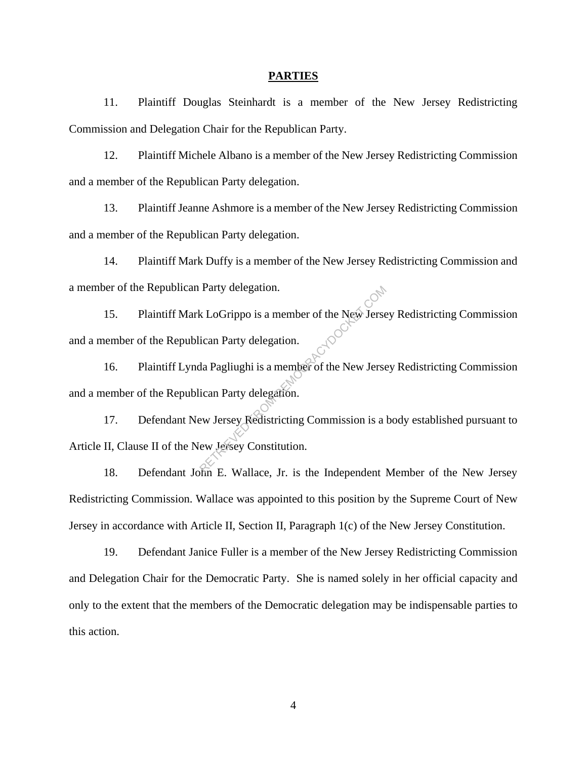**PARTIES**

11. Plaintiff Douglas Steinhardt is a member of the New Jersey Redistricting Commission and Delegation Chair for the Republican Party.

12. Plaintiff Michele Albano is a member of the New Jersey Redistricting Commission and a member of the Republican Party delegation.

13. Plaintiff Jeanne Ashmore is a member of the New Jersey Redistricting Commission and a member of the Republican Party delegation.

14. Plaintiff Mark Duffy is a member of the New Jersey Redistricting Commission and a member of the Republican Party delegation.

15. Plaintiff Mark LoGrippo is a member of the New Jersey Redistricting Commission and a member of the Republican Party delegation.

16. Plaintiff Lynda Pagliughi is a member of the New Jersey Redistricting Commission and a member of the Republican Party delegation.

17. Defendant New Jersey Redistricting Commission is a body established pursuant to Article II, Clause II of the New Jersey Constitution.

18. Defendant John E. Wallace, Jr. is the Independent Member of the New Jersey Redistricting Commission. Wallace was appointed to this position by the Supreme Court of New Jersey in accordance with Article II, Section II, Paragraph 1(c) of the New Jersey Constitution.

19. Defendant Janice Fuller is a member of the New Jersey Redistricting Commission and Delegation Chair for the Democratic Party. She is named solely in her official capacity and only to the extent that the members of the Democratic delegation may be indispensable parties to this action.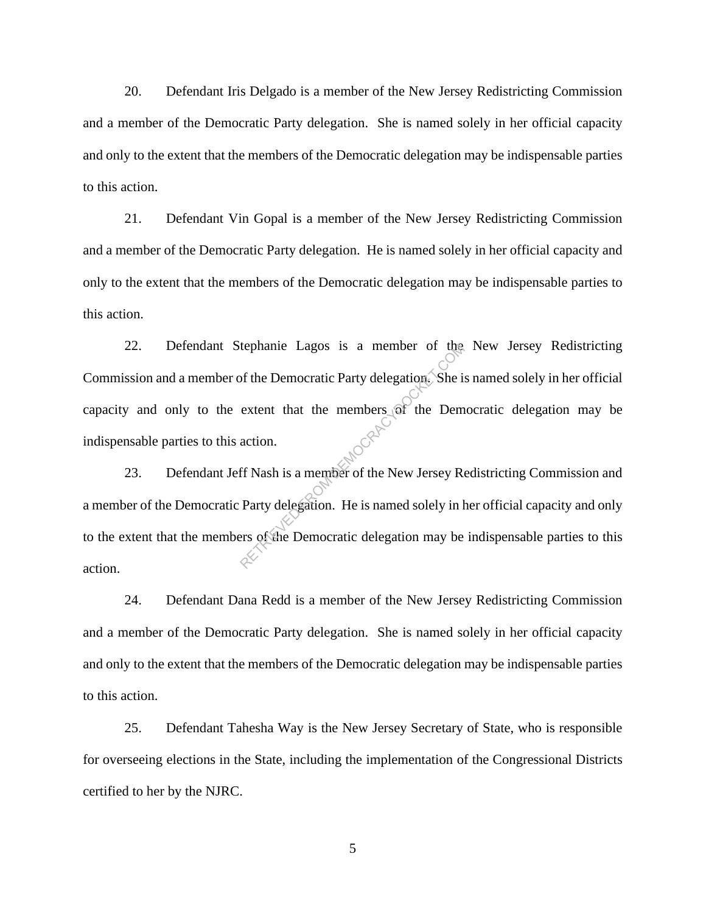20. Defendant Iris Delgado is a member of the New Jersey Redistricting Commission and a member of the Democratic Party delegation. She is named solely in her official capacity and only to the extent that the members of the Democratic delegation may be indispensable parties to this action.

21. Defendant Vin Gopal is a member of the New Jersey Redistricting Commission and a member of the Democratic Party delegation. He is named solely in her official capacity and only to the extent that the members of the Democratic delegation may be indispensable parties to this action.

22. Defendant Stephanie Lagos is a member of the New Jersey Redistricting Commission and a member of the Democratic Party delegation. She is named solely in her official capacity and only to the extent that the members of the Democratic delegation may be indispensable parties to this action.

23. Defendant Jeff Nash is a member of the New Jersey Redistricting Commission and a member of the Democratic Party delegation. He is named solely in her official capacity and only to the extent that the members of the Democratic delegation may be indispensable parties to this action.

24. Defendant Dana Redd is a member of the New Jersey Redistricting Commission and a member of the Democratic Party delegation. She is named solely in her official capacity and only to the extent that the members of the Democratic delegation may be indispensable parties to this action.

25. Defendant Tahesha Way is the New Jersey Secretary of State, who is responsible for overseeing elections in the State, including the implementation of the Congressional Districts certified to her by the NJRC.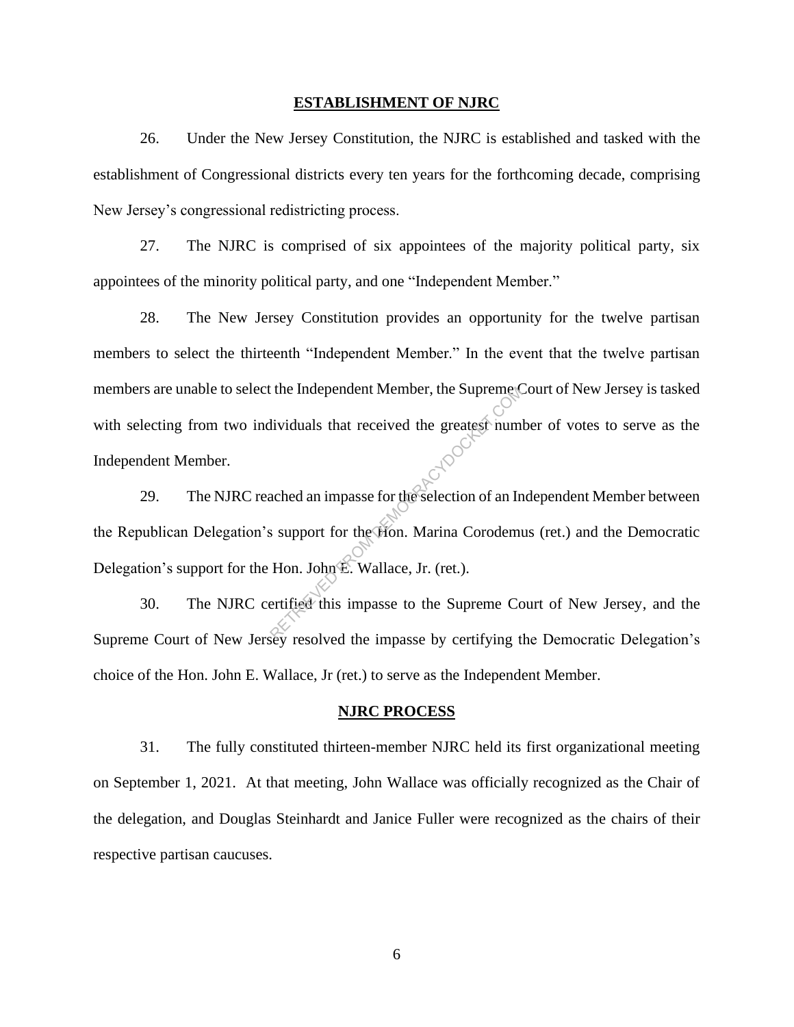## ESTABLISHMENT OF NJRC

26. Under the New Jersey Constitution, the NJRC is established and tasked with the establishment of Congressional districts every ten years for the forthcoming decade, comprising New Jersey's congressional redistricting process.

27. The NJRC is comprised of six appointees of the majority political party, six appointees of the minority political party, and one "Independent Member."

28. The New Jersey Constitution provides an opportunity for the twelve partisan members to select the thirteenth "Independent Member." In the event that the twelve partisan members are unable to select the Independent Member, the Supreme Court of New Jersey is tasked with selecting from two individuals that received the greatest number of votes to serve as the Independent Member.

29. The NJRC reached an impasse for the selection of an Independent Member between the Republican Delegation's support for the Hon. Marina Corodemus (ret.) and the Democratic Delegation's support for the Hon. John E. Wallace, Jr. (ret.).

30. The NJRC certified this impasse to the Supreme Court of New Jersey, and the Supreme Court of New Jersey resolved the impasse by certifying the Democratic Delegation's choice of the Hon. John E. Wallace, Jr (ret.) to serve as the Independent Member.

## NJRC PROCESS

31. The fully constituted thirteen-member NJRC held its first organizational meeting on September 1, 2021. At that meeting, John Wallace was officially recognized as the Chair of the delegation, and Douglas Steinhardt and Janice Fuller were recognized as the chairs of their respective partisan caucuses.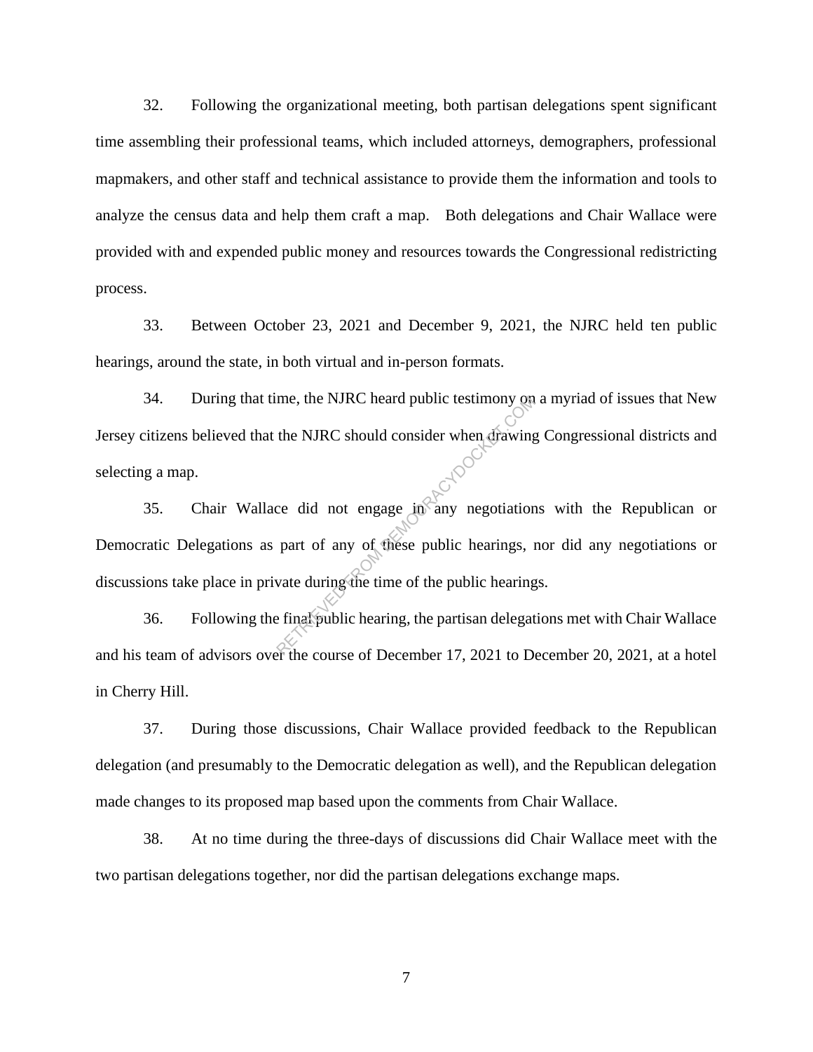32. Following the organizational meeting, both partisan delegations spent significant time assembling their professional teams, which included attorneys, demographers, professional mapmakers, and other staff and technical assistance to provide them the information and tools to analyze the census data and help them craft a map. Both delegations and Chair Wallace were provided with and expended public money and resources towards the Congressional redistricting process.

33. Between October 23, 2021 and December 9, 2021, the NJRC held ten public hearings, around the state, in both virtual and in-person formats.

34. During that time, the NJRC heard public testimony on a myriad of issues that New Jersey citizens believed that the NJRC should consider when drawing Congressional districts and selecting a map.

35. Chair Wallace did not engage in any negotiations with the Republican or Democratic Delegations as part of any of these public hearings, nor did any negotiations or discussions take place in private during the time of the public hearings.

36. Following the final public hearing, the partisan delegations met with Chair Wallace and his team of advisors over the course of December 17, 2021 to December 20, 2021, at a hotel in Cherry Hill.

37. During those discussions, Chair Wallace provided feedback to the Republican delegation (and presumably to the Democratic delegation as well), and the Republican delegation made changes to its proposed map based upon the comments from Chair Wallace.

38. At no time during the three-days of discussions did Chair Wallace meet with the two partisan delegations together, nor did the partisan delegations exchange maps.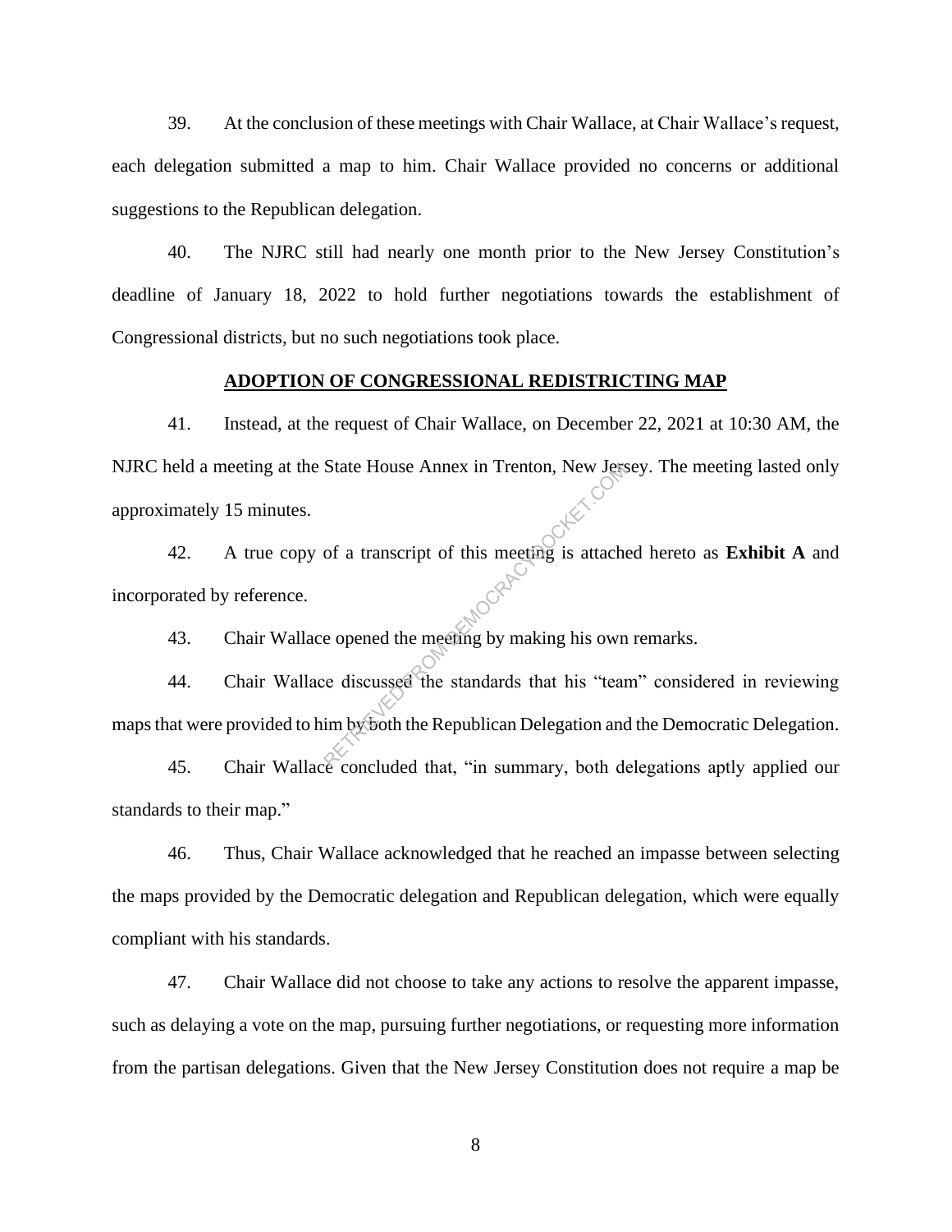39. At the conclusion of these meetings with Chair Wallace, at Chair Wallace's request, each delegation submitted a map to him. Chair Wallace provided no concerns or additional suggestions to the Republican delegation.

40. The NJRC still had nearly one month prior to the New Jersey Constitution's deadline of January 18, 2022 to hold further negotiations towards the establishment of Congressional districts, but no such negotiations took place.

## ADOPTION OF CONGRESSIONAL REDISTRICTING MAP

41. Instead, at the request of Chair Wallace, on December 22, 2021 at 10:30 AM, the NJRC held a meeting at the State House Annex in Trenton, New Jersey. The meeting lasted only approximately 15 minutes.

42. A true copy of a transcript of this meeting is attached hereto as **Exhibit A** and incorporated by reference.

43. Chair Wallace opened the meeting by making his own remarks.

44. Chair Wallace discussed the standards that his "team" considered in reviewing maps that were provided to him by both the Republican Delegation and the Democratic Delegation.

45. Chair Wallace concluded that, "in summary, both delegations aptly applied our standards to their map."

46. Thus, Chair Wallace acknowledged that he reached an impasse between selecting the maps provided by the Democratic delegation and Republican delegation, which were equally compliant with his standards.

47. Chair Wallace did not choose to take any actions to resolve the apparent impasse, such as delaying a vote on the map, pursuing further negotiations, or requesting more information from the partisan delegations. Given that the New Jersey Constitution does not require a map be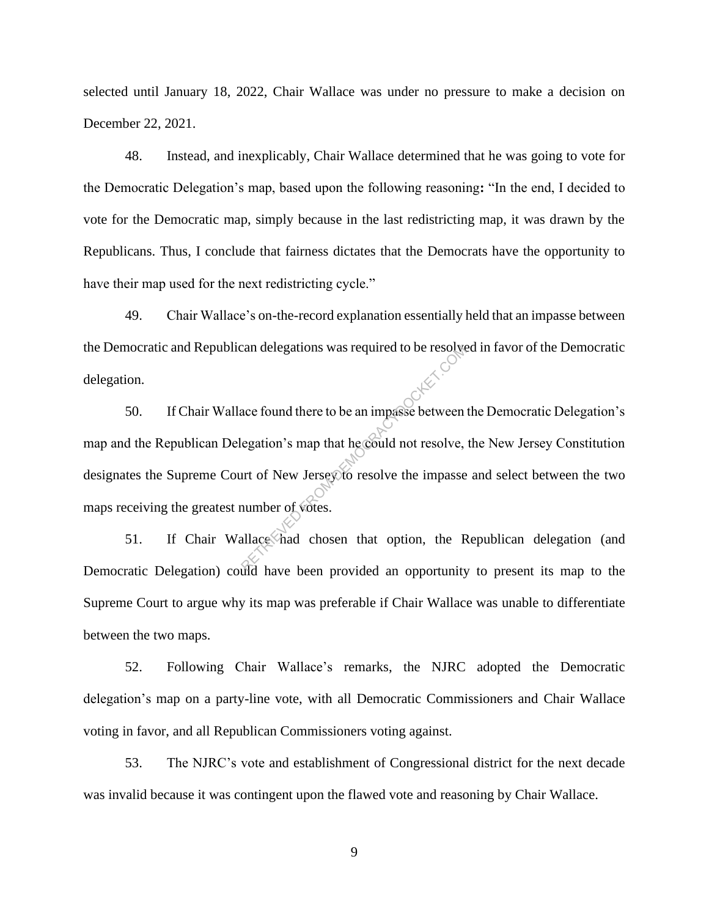selected until January 18, 2022, Chair Wallace was under no pressure to make a decision on December 22, 2021.

48. Instead, and inexplicably, Chair Wallace determined that he was going to vote for the Democratic Delegation's map, based upon the following reasoning**:** "In the end, I decided to vote for the Democratic map, simply because in the last redistricting map, it was drawn by the Republicans. Thus, I conclude that fairness dictates that the Democrats have the opportunity to have their map used for the next redistricting cycle."

49. Chair Wallace's on-the-record explanation essentially held that an impasse between the Democratic and Republican delegations was required to be resolved in favor of the Democratic delegation.

50. If Chair Wallace found there to be an impasse between the Democratic Delegation's map and the Republican Delegation's map that he could not resolve, the New Jersey Constitution designates the Supreme Court of New Jersey to resolve the impasse and select between the two maps receiving the greatest number of votes.

51. If Chair Wallace had chosen that option, the Republican delegation (and Democratic Delegation) could have been provided an opportunity to present its map to the Supreme Court to argue why its map was preferable if Chair Wallace was unable to differentiate between the two maps.

52. Following Chair Wallace's remarks, the NJRC adopted the Democratic delegation's map on a party-line vote, with all Democratic Commissioners and Chair Wallace voting in favor, and all Republican Commissioners voting against.

53. The NJRC's vote and establishment of Congressional district for the next decade was invalid because it was contingent upon the flawed vote and reasoning by Chair Wallace.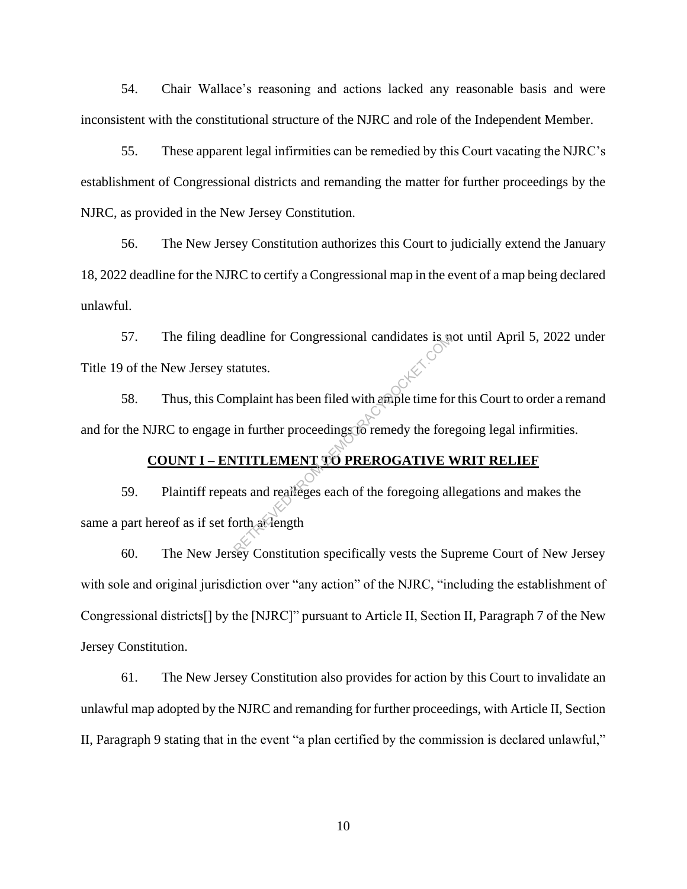54. Chair Wallace's reasoning and actions lacked any reasonable basis and were inconsistent with the constitutional structure of the NJRC and role of the Independent Member.

55. These apparent legal infirmities can be remedied by this Court vacating the NJRC's establishment of Congressional districts and remanding the matter for further proceedings by the NJRC, as provided in the New Jersey Constitution.

56. The New Jersey Constitution authorizes this Court to judicially extend the January 18, 2022 deadline for the NJRC to certify a Congressional map in the event of a map being declared unlawful.

57. The filing deadline for Congressional candidates is not until April 5, 2022 under Title 19 of the New Jersey statutes.

58. Thus, this Complaint has been filed with ample time for this Court to order a remand and for the NJRC to engage in further proceedings to remedy the foregoing legal infirmities.

**COUNT I – ENTITLEMENT TO PREROGATIVE WRIT RELIEF**

59. Plaintiff repeats and realleges each of the foregoing allegations and makes the same a part hereof as if set forth at length

60. The New Jersey Constitution specifically vests the Supreme Court of New Jersey with sole and original jurisdiction over "any action" of the NJRC, "including the establishment of Congressional districts[] by the [NJRC]" pursuant to Article II, Section II, Paragraph 7 of the New Jersey Constitution.

61. The New Jersey Constitution also provides for action by this Court to invalidate an unlawful map adopted by the NJRC and remanding for further proceedings, with Article II, Section II, Paragraph 9 stating that in the event "a plan certified by the commission is declared unlawful,"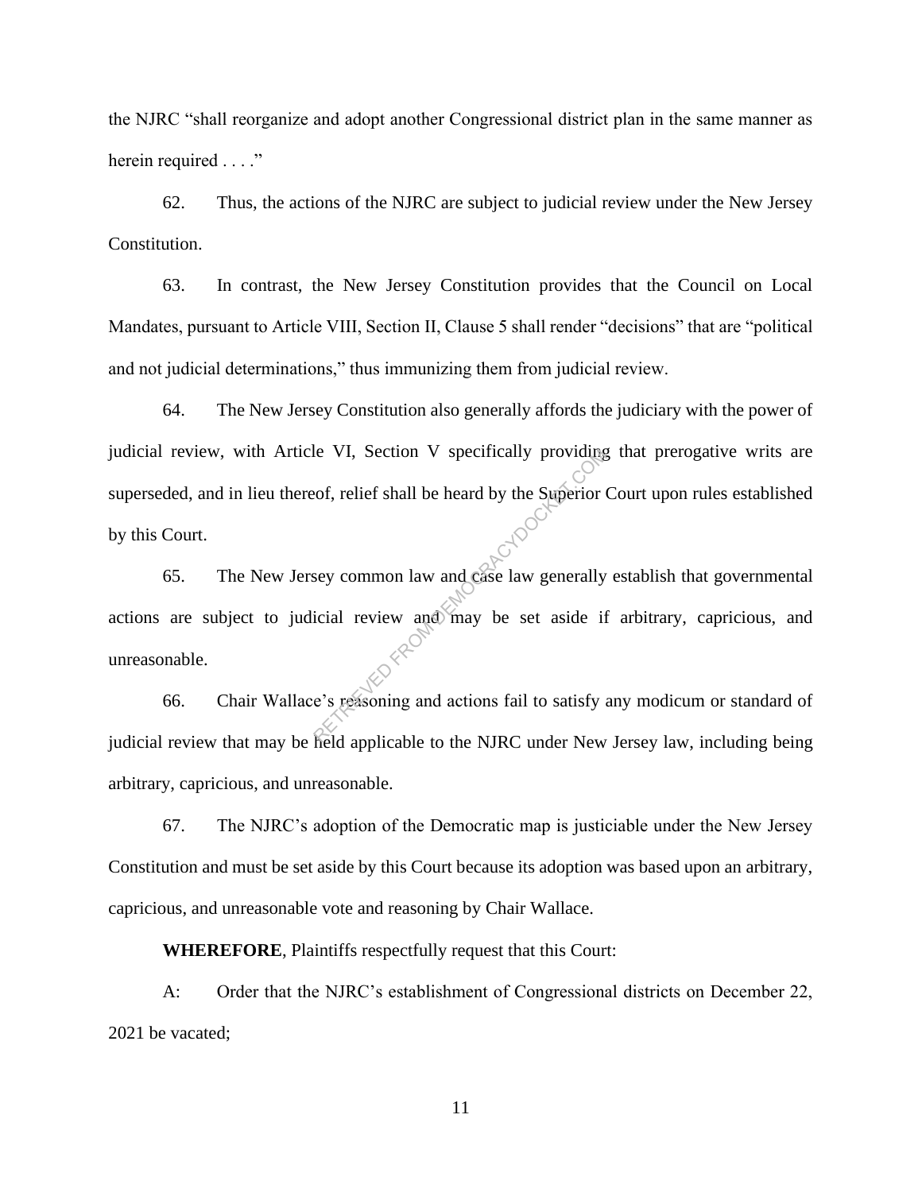the NJRC "shall reorganize and adopt another Congressional district plan in the same manner as herein required . . . ."

62. Thus, the actions of the NJRC are subject to judicial review under the New Jersey Constitution.

63. In contrast, the New Jersey Constitution provides that the Council on Local Mandates, pursuant to Article VIII, Section II, Clause 5 shall render "decisions" that are "political and not judicial determinations," thus immunizing them from judicial review.

64. The New Jersey Constitution also generally affords the judiciary with the power of judicial review, with Article VI, Section V specifically providing that prerogative writs are superseded, and in lieu thereof, relief shall be heard by the Superior Court upon rules established by this Court.

65. The New Jersey common law and case law generally establish that governmental actions are subject to judicial review and may be set aside if arbitrary, capricious, and unreasonable.

66. Chair Wallace's reasoning and actions fail to satisfy any modicum or standard of judicial review that may be held applicable to the NJRC under New Jersey law, including being arbitrary, capricious, and unreasonable.

67. The NJRC's adoption of the Democratic map is justiciable under the New Jersey Constitution and must be set aside by this Court because its adoption was based upon an arbitrary, capricious, and unreasonable vote and reasoning by Chair Wallace.

**WHEREFORE**, Plaintiffs respectfully request that this Court:

A: Order that the NJRC's establishment of Congressional districts on December 22, 2021 be vacated;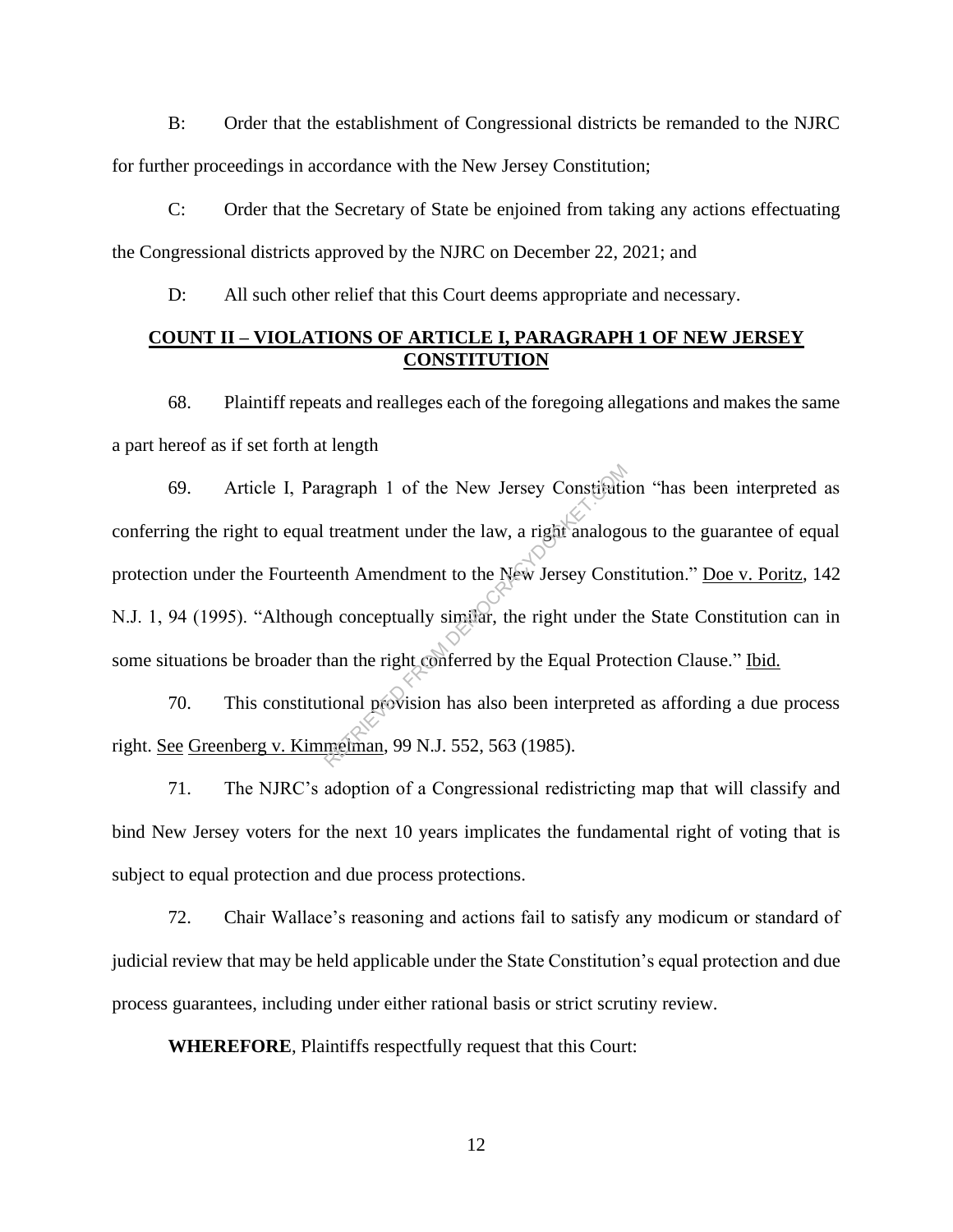B: Order that the establishment of Congressional districts be remanded to the NJRC for further proceedings in accordance with the New Jersey Constitution;

C: Order that the Secretary of State be enjoined from taking any actions effectuating the Congressional districts approved by the NJRC on December 22, 2021; and

D: All such other relief that this Court deems appropriate and necessary.

## COUNT II – VIOLATIONS OF ARTICLE I, PARAGRAPH 1 OF NEW JERSEY CONSTITUTION

68. Plaintiff repeats and realleges each of the foregoing allegations and makes the same a part hereof as if set forth at length

69. Article I, Paragraph 1 of the New Jersey Constitution "has been interpreted as conferring the right to equal treatment under the law, a right analogous to the guarantee of equal protection under the Fourteenth Amendment to the New Jersey Constitution." Doe v. Poritz, 142 N.J. 1, 94 (1995). "Although conceptually similar, the right under the State Constitution can in some situations be broader than the right conferred by the Equal Protection Clause." Ibid.

70. This constitutional provision has also been interpreted as affording a due process right. See Greenberg v. Kimmelman, 99 N.J. 552, 563 (1985).

71. The NJRC's adoption of a Congressional redistricting map that will classify and bind New Jersey voters for the next 10 years implicates the fundamental right of voting that is subject to equal protection and due process protections.

72. Chair Wallace's reasoning and actions fail to satisfy any modicum or standard of judicial review that may be held applicable under the State Constitution's equal protection and due process guarantees, including under either rational basis or strict scrutiny review.

**WHEREFORE**, Plaintiffs respectfully request that this Court: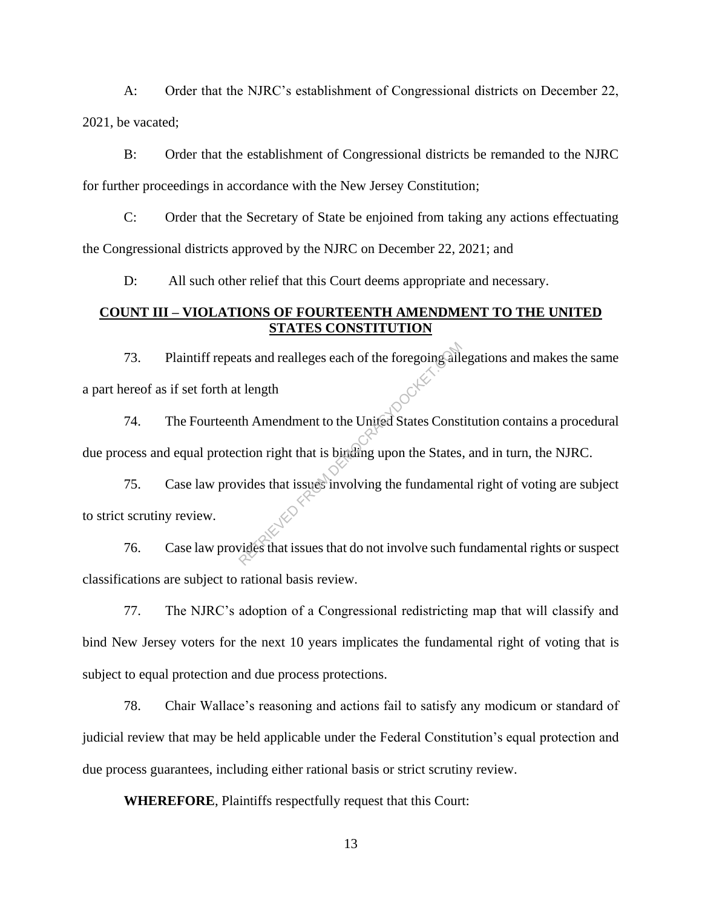A: Order that the NJRC's establishment of Congressional districts on December 22, 2021, be vacated;

B: Order that the establishment of Congressional districts be remanded to the NJRC for further proceedings in accordance with the New Jersey Constitution;

C: Order that the Secretary of State be enjoined from taking any actions effectuating the Congressional districts approved by the NJRC on December 22, 2021; and

D: All such other relief that this Court deems appropriate and necessary.

## COUNT III – VIOLATIONS OF FOURTEENTH AMENDMENT TO THE UNITED STATES CONSTITUTION

73. Plaintiff repeats and realleges each of the foregoing allegations and makes the same a part hereof as if set forth at length

74. The Fourteenth Amendment to the United States Constitution contains a procedural due process and equal protection right that is binding upon the States, and in turn, the NJRC.

75. Case law provides that issues involving the fundamental right of voting are subject to strict scrutiny review.

76. Case law provides that issues that do not involve such fundamental rights or suspect classifications are subject to rational basis review.

77. The NJRC's adoption of a Congressional redistricting map that will classify and bind New Jersey voters for the next 10 years implicates the fundamental right of voting that is subject to equal protection and due process protections.

78. Chair Wallace's reasoning and actions fail to satisfy any modicum or standard of judicial review that may be held applicable under the Federal Constitution's equal protection and due process guarantees, including either rational basis or strict scrutiny review.

**WHEREFORE**, Plaintiffs respectfully request that this Court: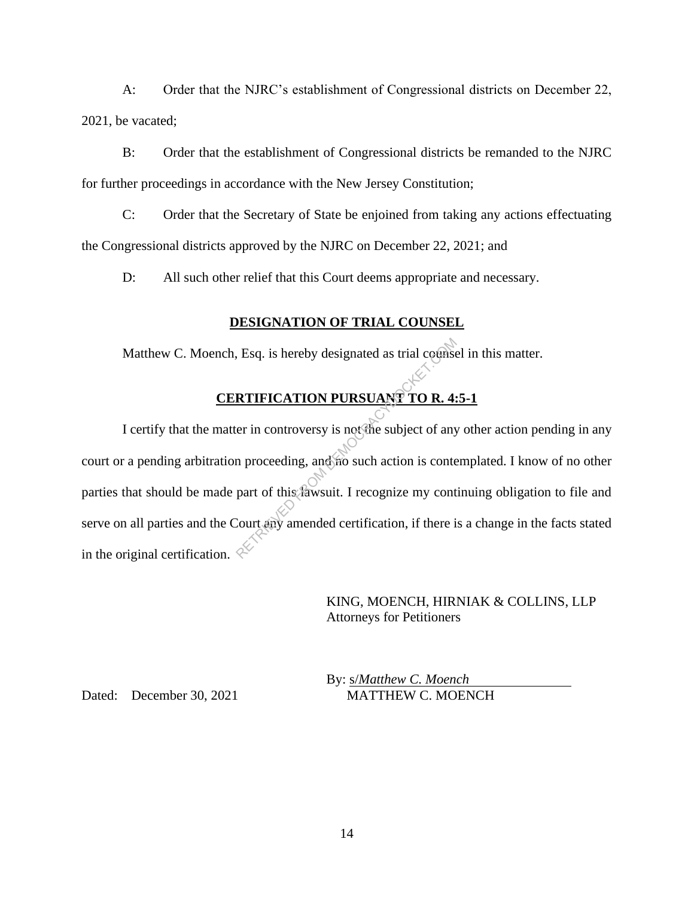A: Order that the NJRC's establishment of Congressional districts on December 22, 2021, be vacated;

B: Order that the establishment of Congressional districts be remanded to the NJRC for further proceedings in accordance with the New Jersey Constitution;

C: Order that the Secretary of State be enjoined from taking any actions effectuating the Congressional districts approved by the NJRC on December 22, 2021; and

D: All such other relief that this Court deems appropriate and necessary.

## DESIGNATION OF TRIAL COUNSEL

Matthew C. Moench, Esq. is hereby designated as trial counsel in this matter.

## CERTIFICATION PURSUANT TO R. 4:5-1

I certify that the matter in controversy is not the subject of any other action pending in any court or a pending arbitration proceeding, and no such action is contemplated. I know of no other parties that should be made part of this lawsuit. I recognize my continuing obligation to file and serve on all parties and the Court any amended certification, if there is a change in the facts stated in the original certification.

KING, MOENCH, HIRNIAK & COLLINS, LLP
Attorneys for Petitioners

By: s/*Matthew C. Moench*
MATTHEW C. MOENCH

Dated: December 30, 2021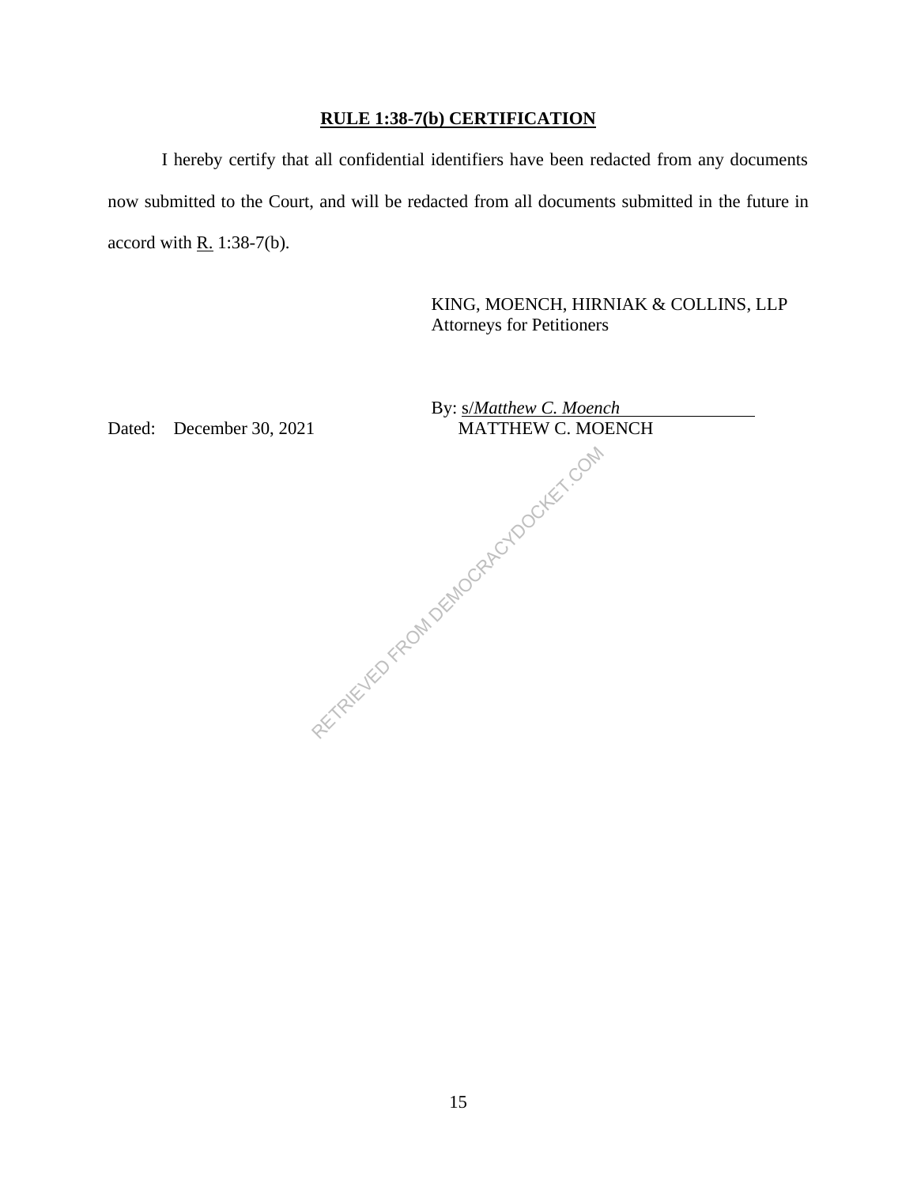**RULE 1:38-7(b) CERTIFICATION**

I hereby certify that all confidential identifiers have been redacted from any documents now submitted to the Court, and will be redacted from all documents submitted in the future in accord with R. 1:38-7(b).

KING, MOENCH, HIRNIAK & COLLINS, LLP
Attorneys for Petitioners

By: s/*Matthew C. Moench*
MATTHEW C. MOENCH

Dated: December 30, 2021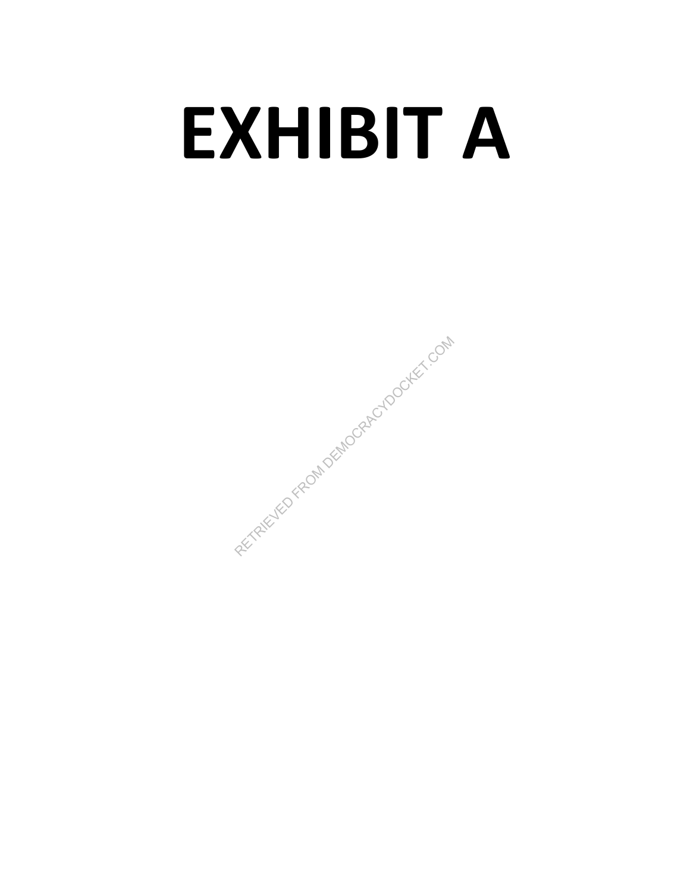# EXHIBIT A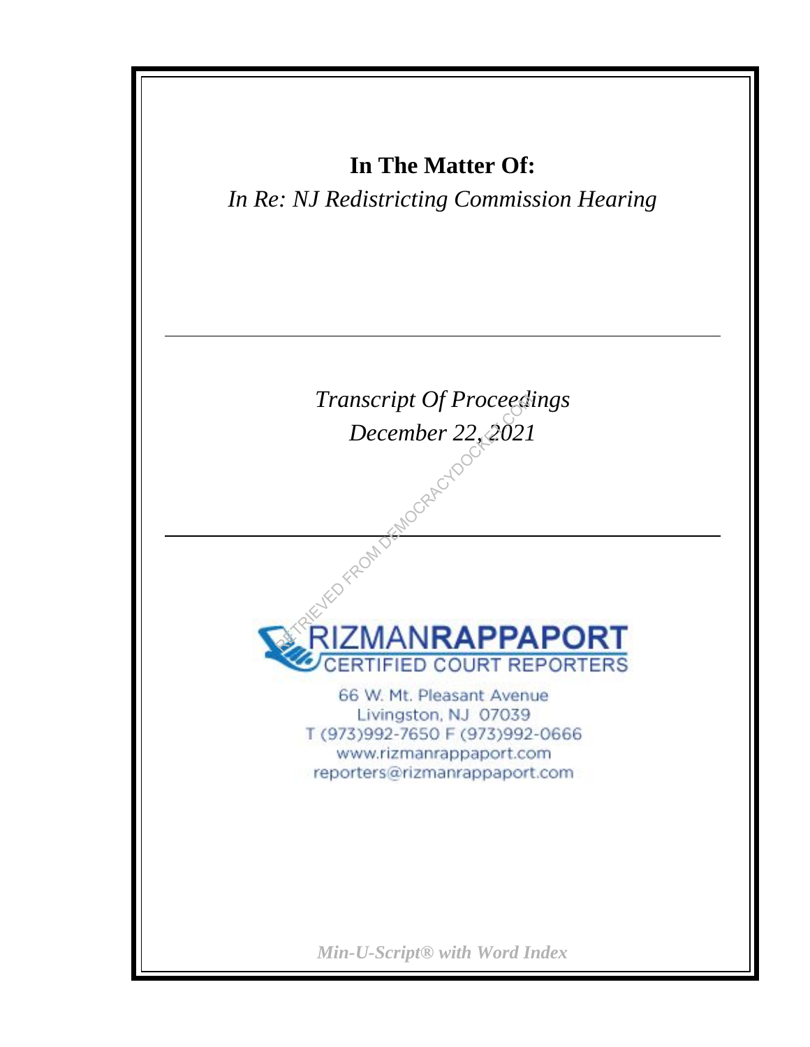**In The Matter Of:**

*In Re: NJ Redistricting Commission Hearing*

---

*Transcript Of Proceedings*

*December 22, 2021*

---

RIZMAN**RAPPAPORT**

CERTIFIED COURT REPORTERS

66 W. Mt. Pleasant Avenue
Livingston, NJ 07039
T (973)992-7650 F (973)992-0666
www.rizmanrappaport.com
reporters@rizmanrappaport.com

*Min-U-Script® with Word Index*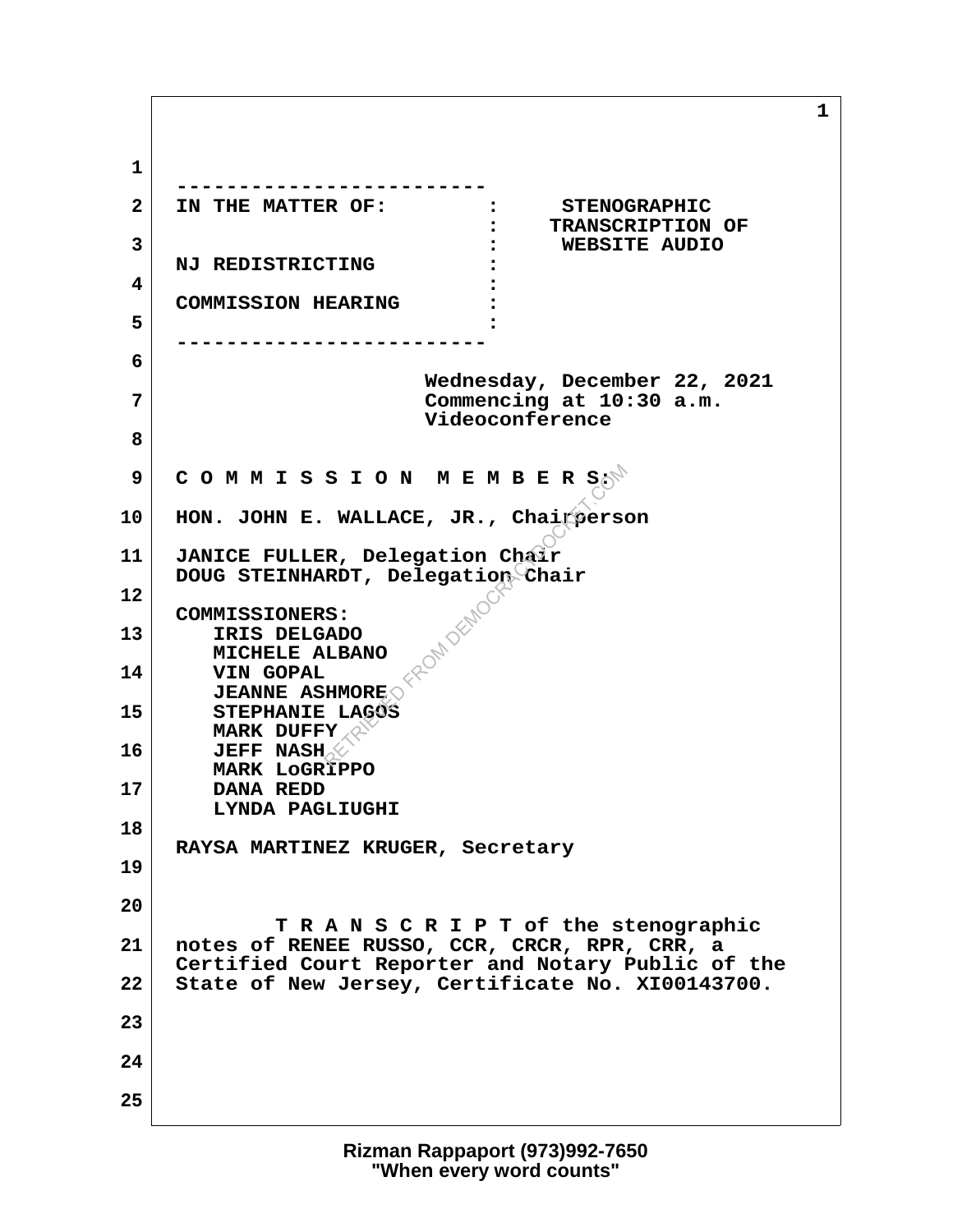IN THE MATTER OF: : STENOGRAPHIC
: TRANSCRIPTION OF
: WEBSITE AUDIO
NJ REDISTRICTING :
:
COMMISSION HEARING :
:

Wednesday, December 22, 2021
Commencing at 10:30 a.m.
Videoconference

C O M M I S S I O N M E M B E R S:

HON. JOHN E. WALLACE, JR., Chairperson

JANICE FULLER, Delegation Chair
DOUG STEINHARDT, Delegation Chair

COMMISSIONERS:
- IRIS DELGADO
- MICHELE ALBANO
- VIN GOPAL
- JEANNE ASHMORE
- STEPHANIE LAGOS
- MARK DUFFY
- JEFF NASH
- MARK LoGRIPPO
- DANA REDD
- LYNDA PAGLIUGHI

RAYSA MARTINEZ KRUGER, Secretary

T R A N S C R I P T of the stenographic notes of RENEE RUSSO, CCR, CRCR, RPR, CRR, a Certified Court Reporter and Notary Public of the State of New Jersey, Certificate No. XI00143700.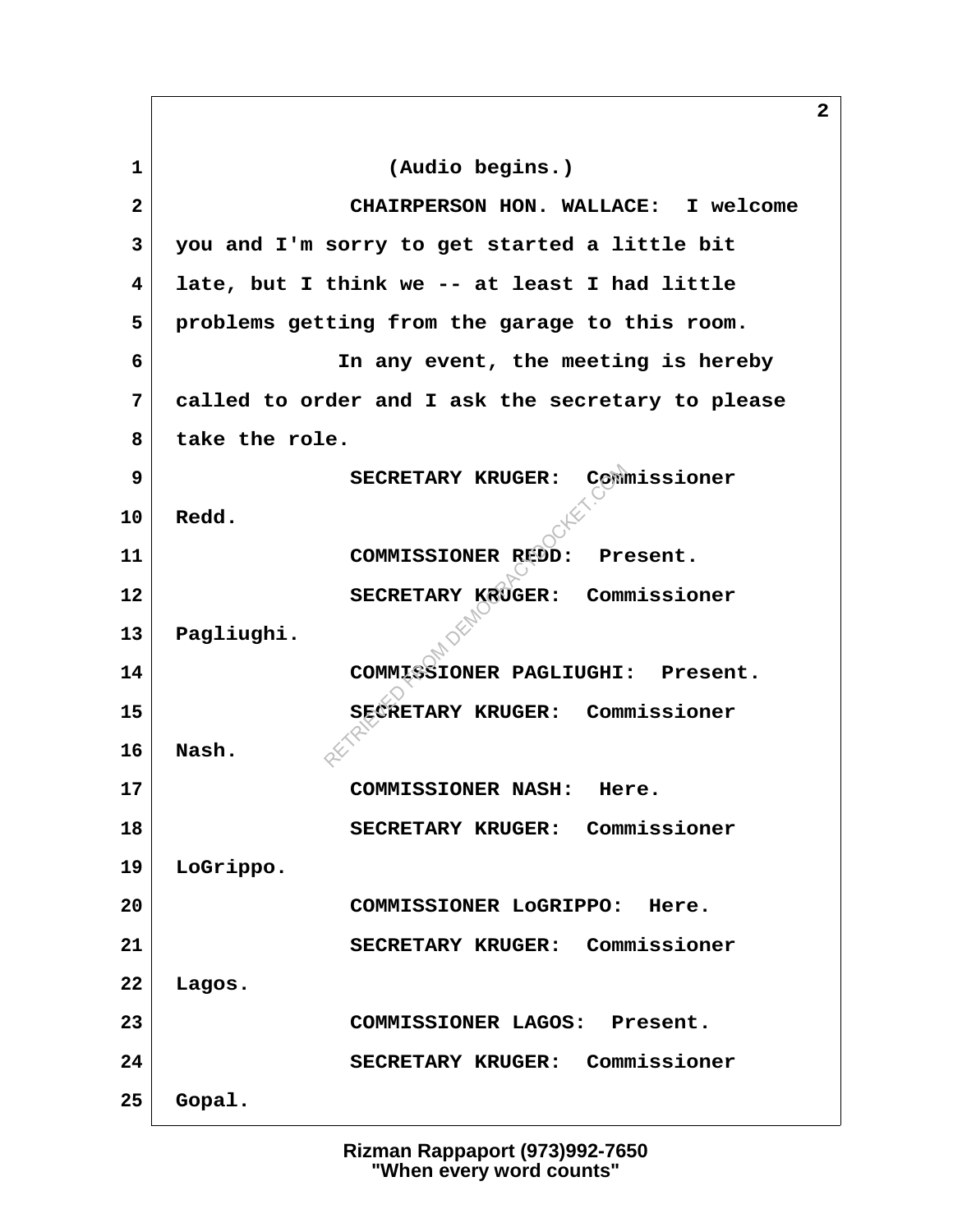(Audio begins.)

CHAIRPERSON HON. WALLACE: I welcome you and I'm sorry to get started a little bit late, but I think we -- at least I had little problems getting from the garage to this room.

In any event, the meeting is hereby called to order and I ask the secretary to please take the role.

SECRETARY KRUGER: Commissioner Redd.

COMMISSIONER REDD: Present.

SECRETARY KRUGER: Commissioner Pagliughi.

COMMISSIONER PAGLIUGHI: Present.

SECRETARY KRUGER: Commissioner Nash.

COMMISSIONER NASH: Here.

SECRETARY KRUGER: Commissioner LoGrippo.

COMMISSIONER LoGRIPPO: Here.

SECRETARY KRUGER: Commissioner Lagos.

COMMISSIONER LAGOS: Present.

SECRETARY KRUGER: Commissioner Gopal.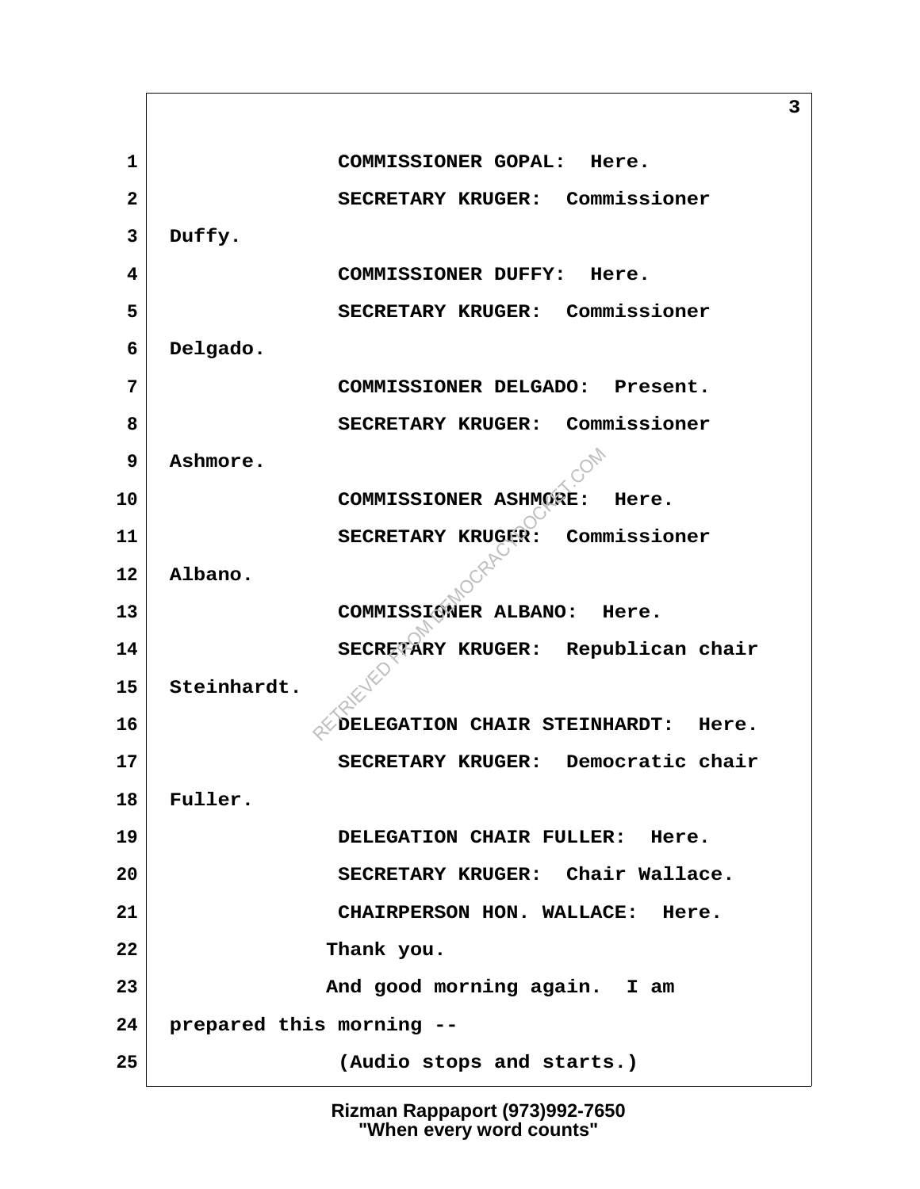COMMISSIONER GOPAL: Here.

SECRETARY KRUGER: Commissioner Duffy.

COMMISSIONER DUFFY: Here.

SECRETARY KRUGER: Commissioner Delgado.

COMMISSIONER DELGADO: Present.

SECRETARY KRUGER: Commissioner Ashmore.

COMMISSIONER ASHMORE: Here.

SECRETARY KRUGER: Commissioner Albano.

COMMISSIONER ALBANO: Here.

SECRETARY KRUGER: Republican chair Steinhardt.

DELEGATION CHAIR STEINHARDT: Here.

SECRETARY KRUGER: Democratic chair Fuller.

DELEGATION CHAIR FULLER: Here.

SECRETARY KRUGER: Chair Wallace.

CHAIRPERSON HON. WALLACE: Here.

Thank you.

And good morning again. I am prepared this morning --

(Audio stops and starts.)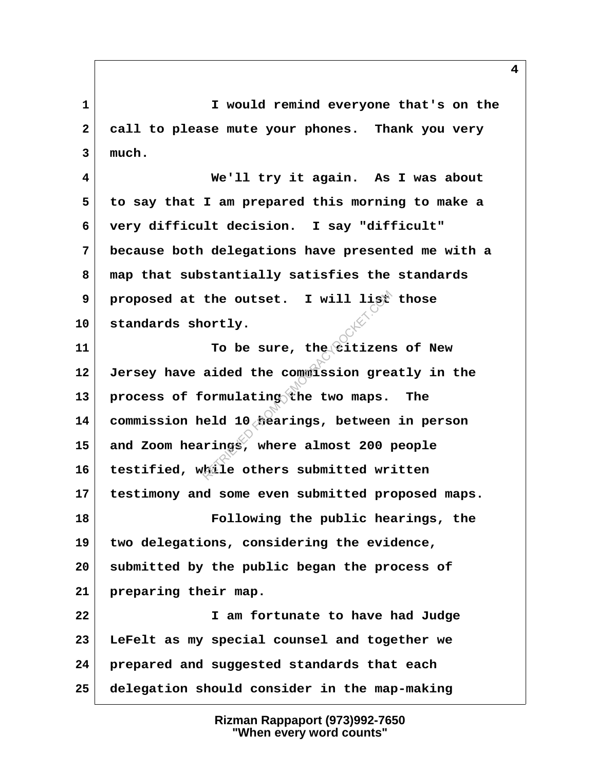I would remind everyone that's on the call to please mute your phones. Thank you very much.

We'll try it again. As I was about to say that I am prepared this morning to make a very difficult decision. I say "difficult" because both delegations have presented me with a map that substantially satisfies the standards proposed at the outset. I will list those standards shortly.

To be sure, the citizens of New Jersey have aided the commission greatly in the process of formulating the two maps. The commission held 10 hearings, between in person and Zoom hearings, where almost 200 people testified, while others submitted written testimony and some even submitted proposed maps.

Following the public hearings, the two delegations, considering the evidence, submitted by the public began the process of preparing their map.

I am fortunate to have had Judge LeFelt as my special counsel and together we prepared and suggested standards that each delegation should consider in the map-making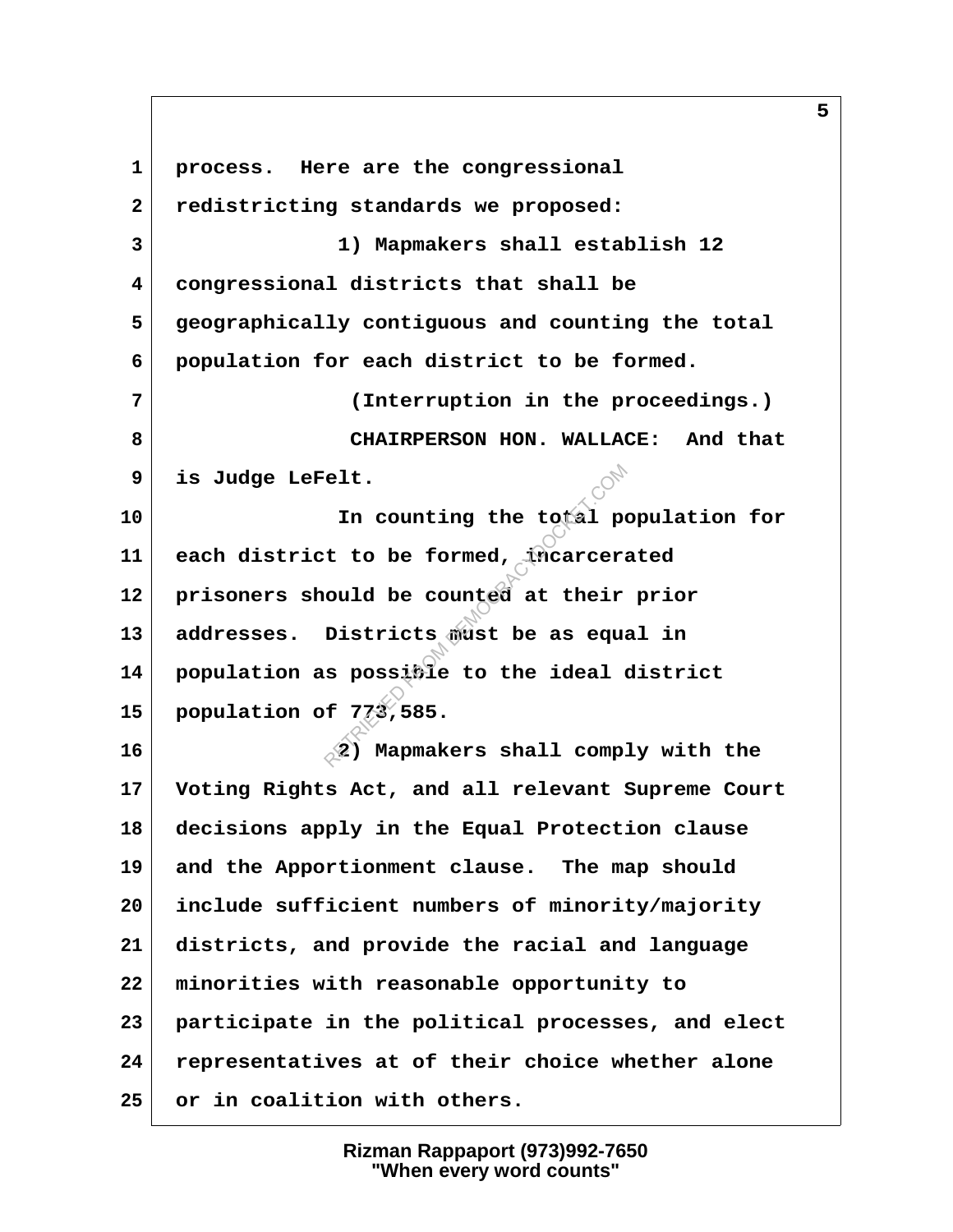1 process. Here are the congressional
2 redistricting standards we proposed:
3 1) Mapmakers shall establish 12
4 congressional districts that shall be
5 geographically contiguous and counting the total
6 population for each district to be formed.
7 (Interruption in the proceedings.)
8 CHAIRPERSON HON. WALLACE: And that
9 is Judge LeFelt.
10 In counting the total population for
11 each district to be formed, incarcerated
12 prisoners should be counted at their prior
13 addresses. Districts must be as equal in
14 population as possible to the ideal district
15 population of 773,585.
16 2) Mapmakers shall comply with the
17 Voting Rights Act, and all relevant Supreme Court
18 decisions apply in the Equal Protection clause
19 and the Apportionment clause. The map should
20 include sufficient numbers of minority/majority
21 districts, and provide the racial and language
22 minorities with reasonable opportunity to
23 participate in the political processes, and elect
24 representatives at of their choice whether alone
25 or in coalition with others.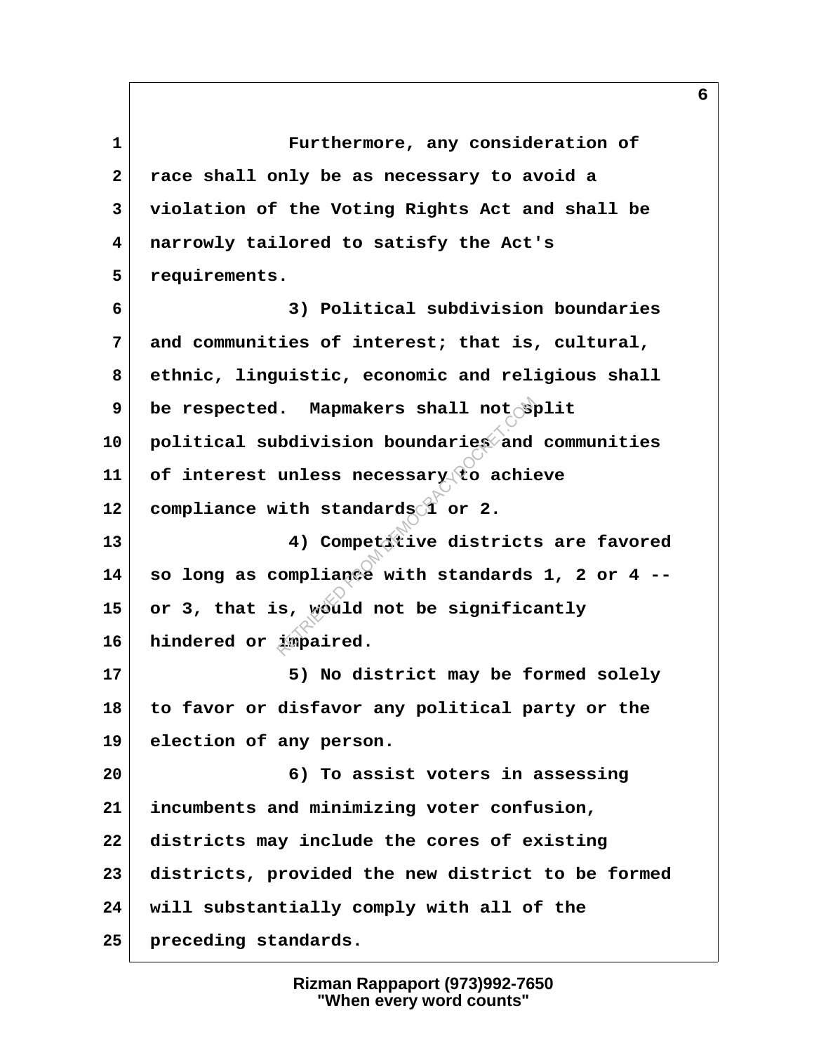Furthermore, any consideration of race shall only be as necessary to avoid a violation of the Voting Rights Act and shall be narrowly tailored to satisfy the Act's requirements.

3) Political subdivision boundaries and communities of interest; that is, cultural, ethnic, linguistic, economic and religious shall be respected. Mapmakers shall not split political subdivision boundaries and communities of interest unless necessary to achieve compliance with standards 1 or 2.

4) Competitive districts are favored so long as compliance with standards 1, 2 or 4 -- or 3, that is, would not be significantly hindered or impaired.

5) No district may be formed solely to favor or disfavor any political party or the election of any person.

6) To assist voters in assessing incumbents and minimizing voter confusion, districts may include the cores of existing districts, provided the new district to be formed will substantially comply with all of the preceding standards.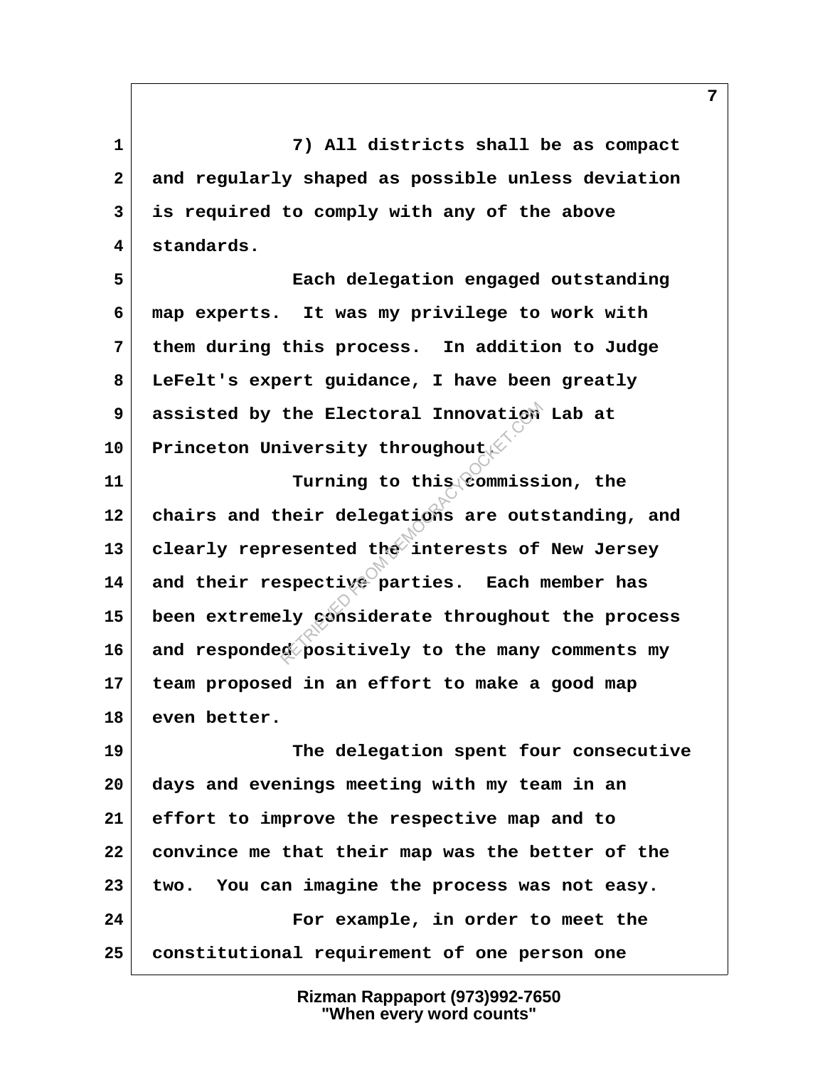7) All districts shall be as compact and regularly shaped as possible unless deviation is required to comply with any of the above standards.

Each delegation engaged outstanding map experts. It was my privilege to work with them during this process. In addition to Judge LeFelt's expert guidance, I have been greatly assisted by the Electoral Innovation Lab at Princeton University throughout.

Turning to this commission, the chairs and their delegations are outstanding, and clearly represented the interests of New Jersey and their respective parties. Each member has been extremely considerate throughout the process and responded positively to the many comments my team proposed in an effort to make a good map even better.

The delegation spent four consecutive days and evenings meeting with my team in an effort to improve the respective map and to convince me that their map was the better of the two. You can imagine the process was not easy.

For example, in order to meet the constitutional requirement of one person one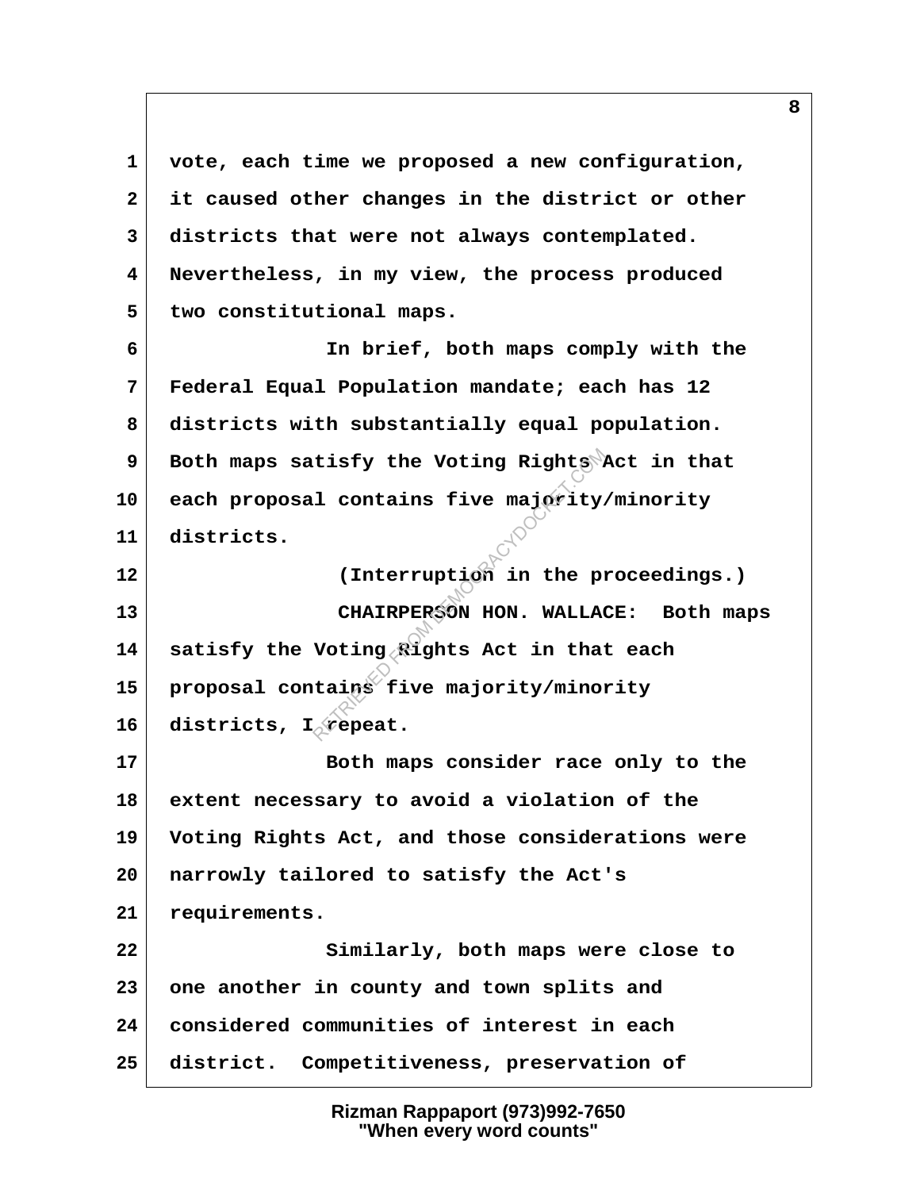1 vote, each time we proposed a new configuration,
2 it caused other changes in the district or other
3 districts that were not always contemplated.
4 Nevertheless, in my view, the process produced
5 two constitutional maps.
6 In brief, both maps comply with the
7 Federal Equal Population mandate; each has 12
8 districts with substantially equal population.
9 Both maps satisfy the Voting Rights Act in that
10 each proposal contains five majority/minority
11 districts.
12 (Interruption in the proceedings.)
13 CHAIRPERSON HON. WALLACE: Both maps
14 satisfy the Voting Rights Act in that each
15 proposal contains five majority/minority
16 districts, I repeat.
17 Both maps consider race only to the
18 extent necessary to avoid a violation of the
19 Voting Rights Act, and those considerations were
20 narrowly tailored to satisfy the Act's
21 requirements.
22 Similarly, both maps were close to
23 one another in county and town splits and
24 considered communities of interest in each
25 district. Competitiveness, preservation of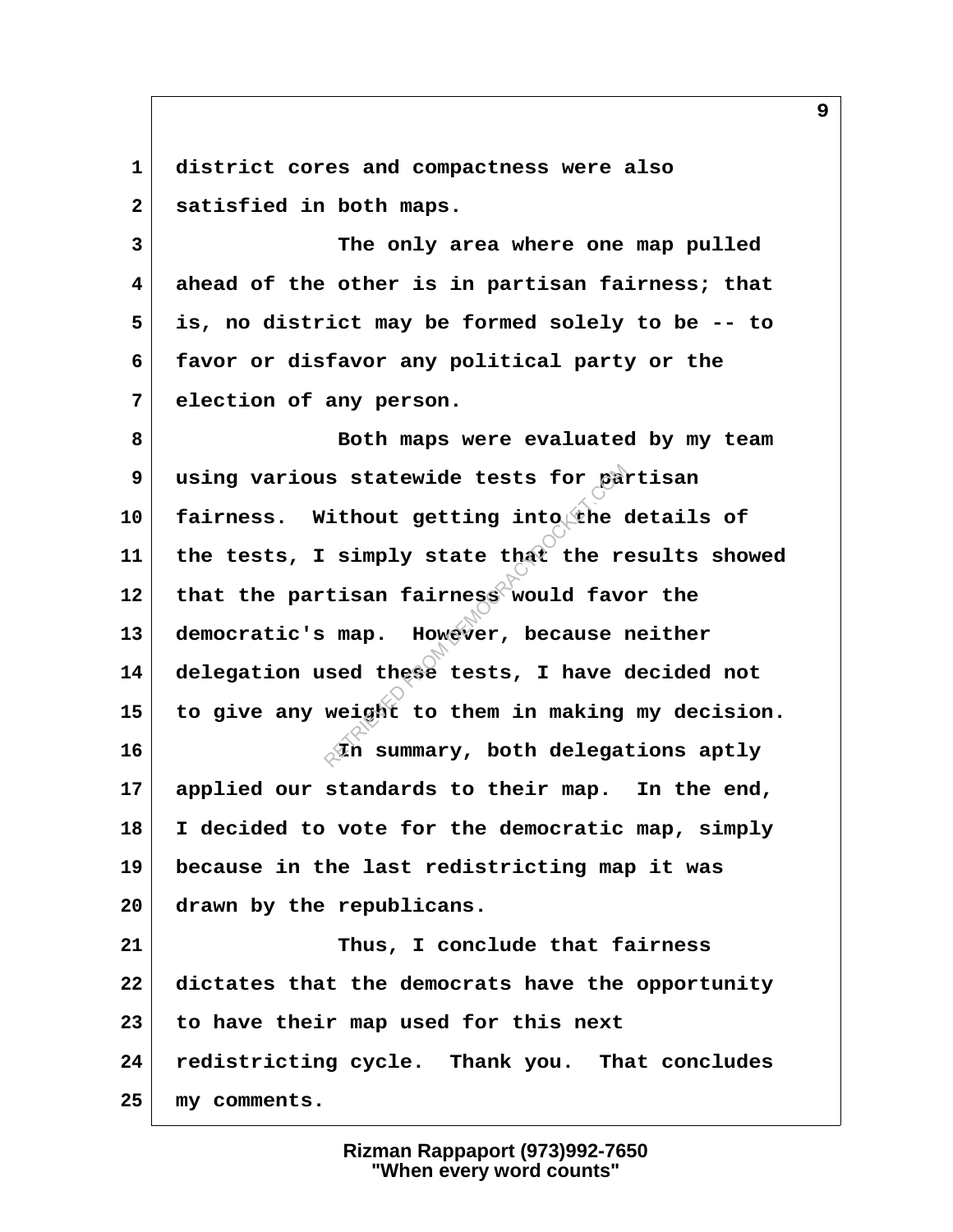district cores and compactness were also satisfied in both maps.

The only area where one map pulled ahead of the other is in partisan fairness; that is, no district may be formed solely to be -- to favor or disfavor any political party or the election of any person.

Both maps were evaluated by my team using various statewide tests for partisan fairness. Without getting into the details of the tests, I simply state that the results showed that the partisan fairness would favor the democratic's map. However, because neither delegation used these tests, I have decided not to give any weight to them in making my decision.

In summary, both delegations aptly applied our standards to their map. In the end, I decided to vote for the democratic map, simply because in the last redistricting map it was drawn by the republicans.

Thus, I conclude that fairness dictates that the democrats have the opportunity to have their map used for this next redistricting cycle. Thank you. That concludes my comments.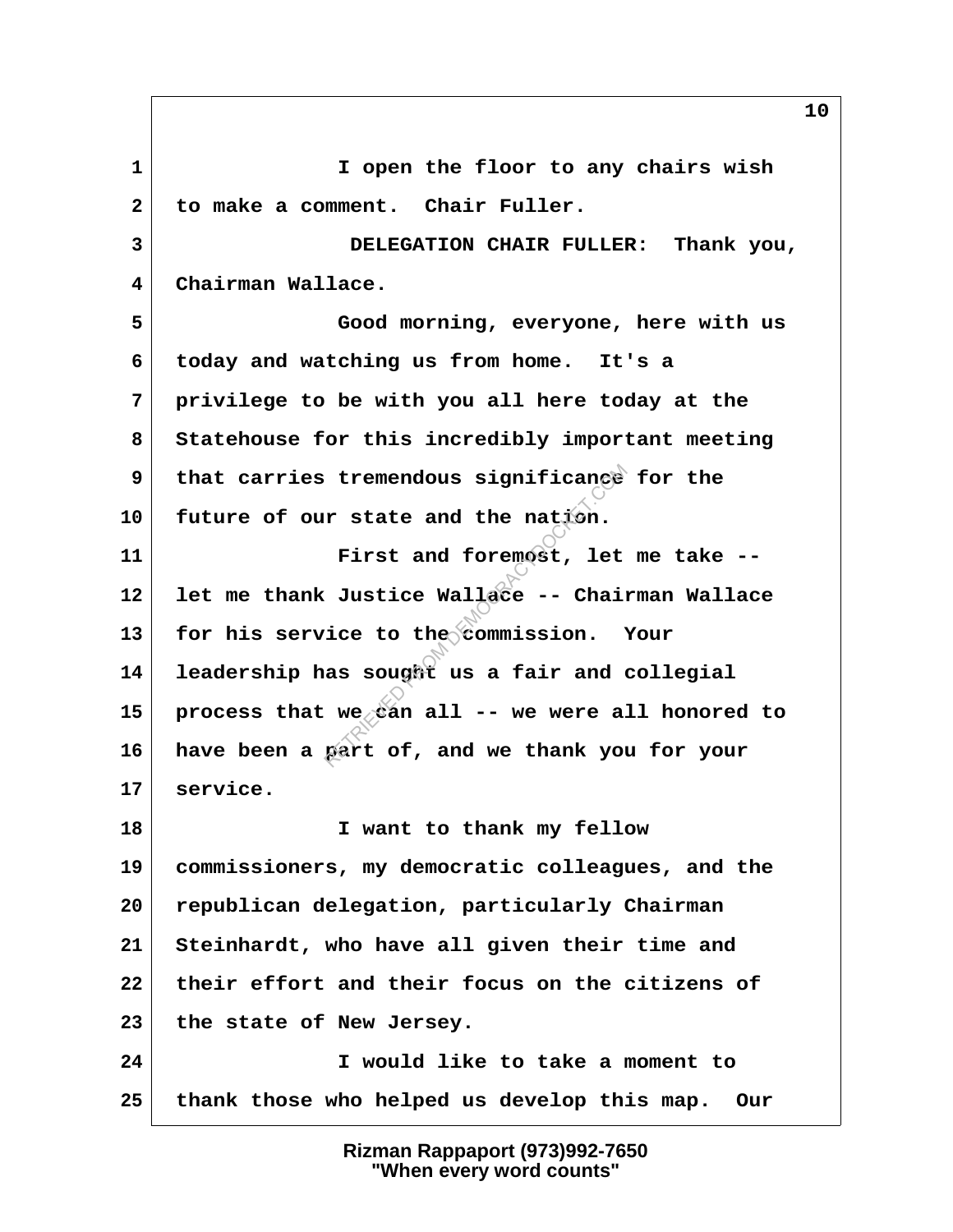I open the floor to any chairs wish to make a comment. Chair Fuller.

DELEGATION CHAIR FULLER: Thank you, Chairman Wallace.

Good morning, everyone, here with us today and watching us from home. It's a privilege to be with you all here today at the Statehouse for this incredibly important meeting that carries tremendous significance for the future of our state and the nation.

First and foremost, let me take -- let me thank Justice Wallace -- Chairman Wallace for his service to the commission. Your leadership has sought us a fair and collegial process that we can all -- we were all honored to have been a part of, and we thank you for your service.

I want to thank my fellow commissioners, my democratic colleagues, and the republican delegation, particularly Chairman Steinhardt, who have all given their time and their effort and their focus on the citizens of the state of New Jersey.

I would like to take a moment to thank those who helped us develop this map. Our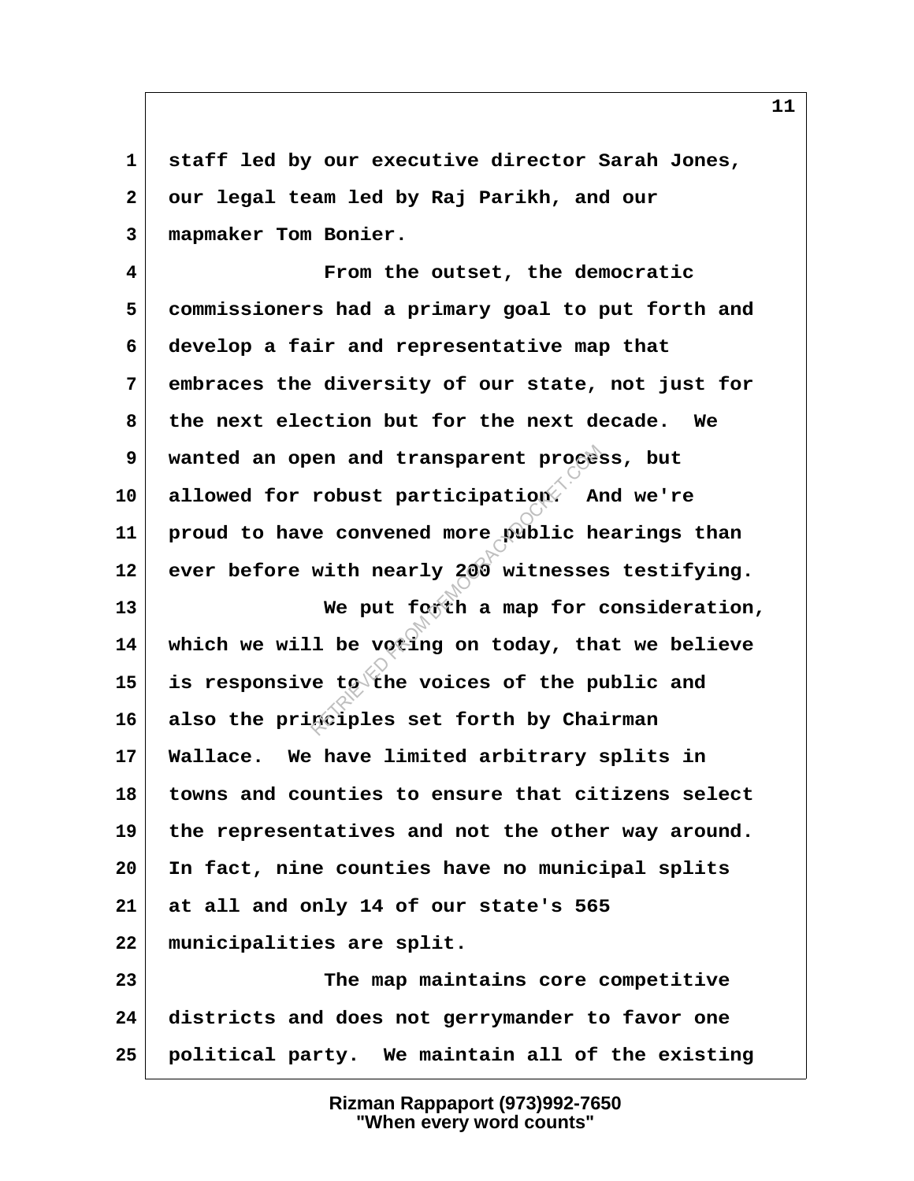staff led by our executive director Sarah Jones, our legal team led by Raj Parikh, and our mapmaker Tom Bonier.

From the outset, the democratic commissioners had a primary goal to put forth and develop a fair and representative map that embraces the diversity of our state, not just for the next election but for the next decade. We wanted an open and transparent process, but allowed for robust participation. And we're proud to have convened more public hearings than ever before with nearly 200 witnesses testifying.

We put forth a map for consideration, which we will be voting on today, that we believe is responsive to the voices of the public and also the principles set forth by Chairman Wallace. We have limited arbitrary splits in towns and counties to ensure that citizens select the representatives and not the other way around. In fact, nine counties have no municipal splits at all and only 14 of our state's 565 municipalities are split.

The map maintains core competitive districts and does not gerrymander to favor one political party. We maintain all of the existing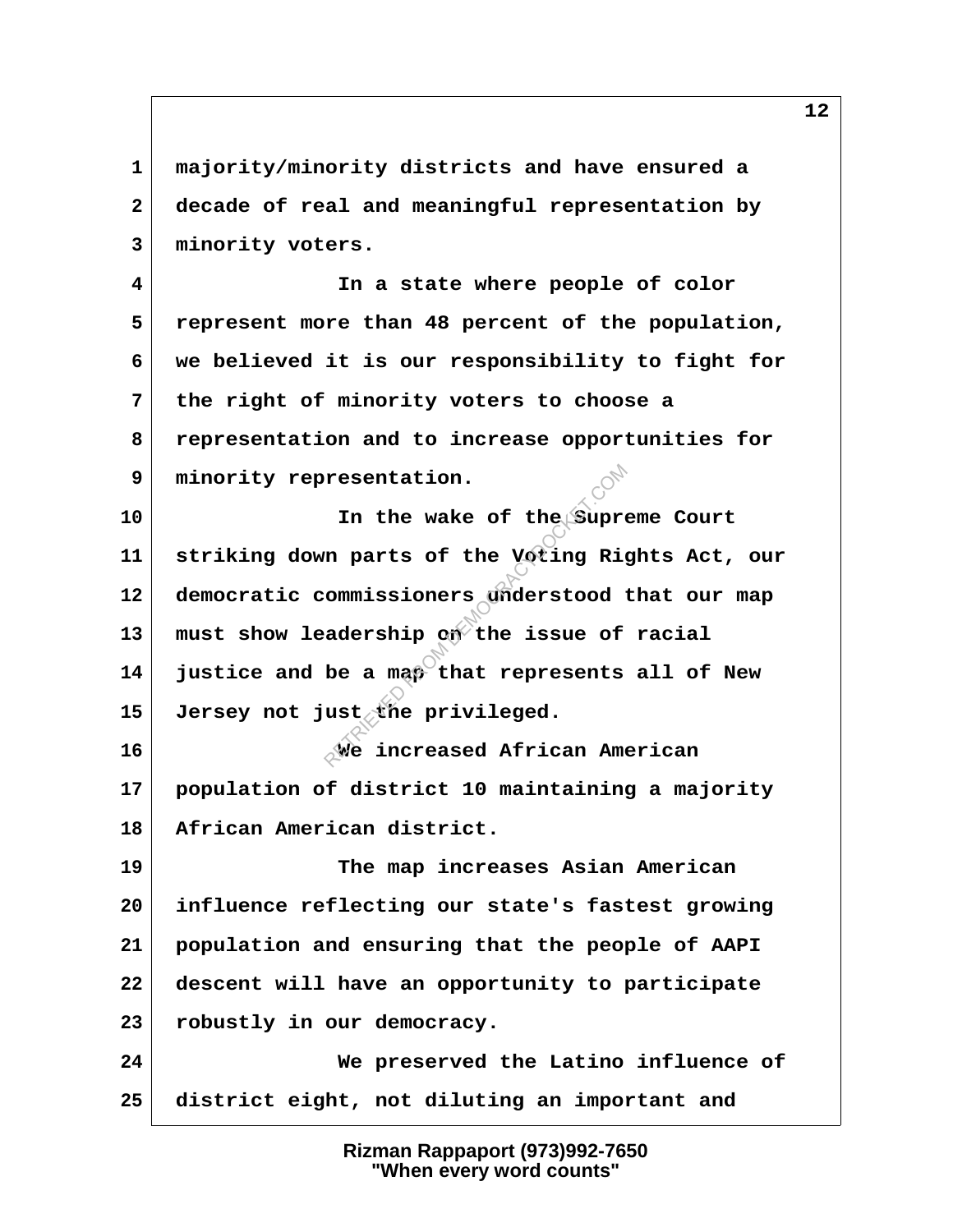1 majority/minority districts and have ensured a
2 decade of real and meaningful representation by
3 minority voters.
4 In a state where people of color
5 represent more than 48 percent of the population,
6 we believed it is our responsibility to fight for
7 the right of minority voters to choose a
8 representation and to increase opportunities for
9 minority representation.
10 In the wake of the Supreme Court
11 striking down parts of the Voting Rights Act, our
12 democratic commissioners understood that our map
13 must show leadership on the issue of racial
14 justice and be a map that represents all of New
15 Jersey not just the privileged.
16 We increased African American
17 population of district 10 maintaining a majority
18 African American district.
19 The map increases Asian American
20 influence reflecting our state's fastest growing
21 population and ensuring that the people of AAPI
22 descent will have an opportunity to participate
23 robustly in our democracy.
24 We preserved the Latino influence of
25 district eight, not diluting an important and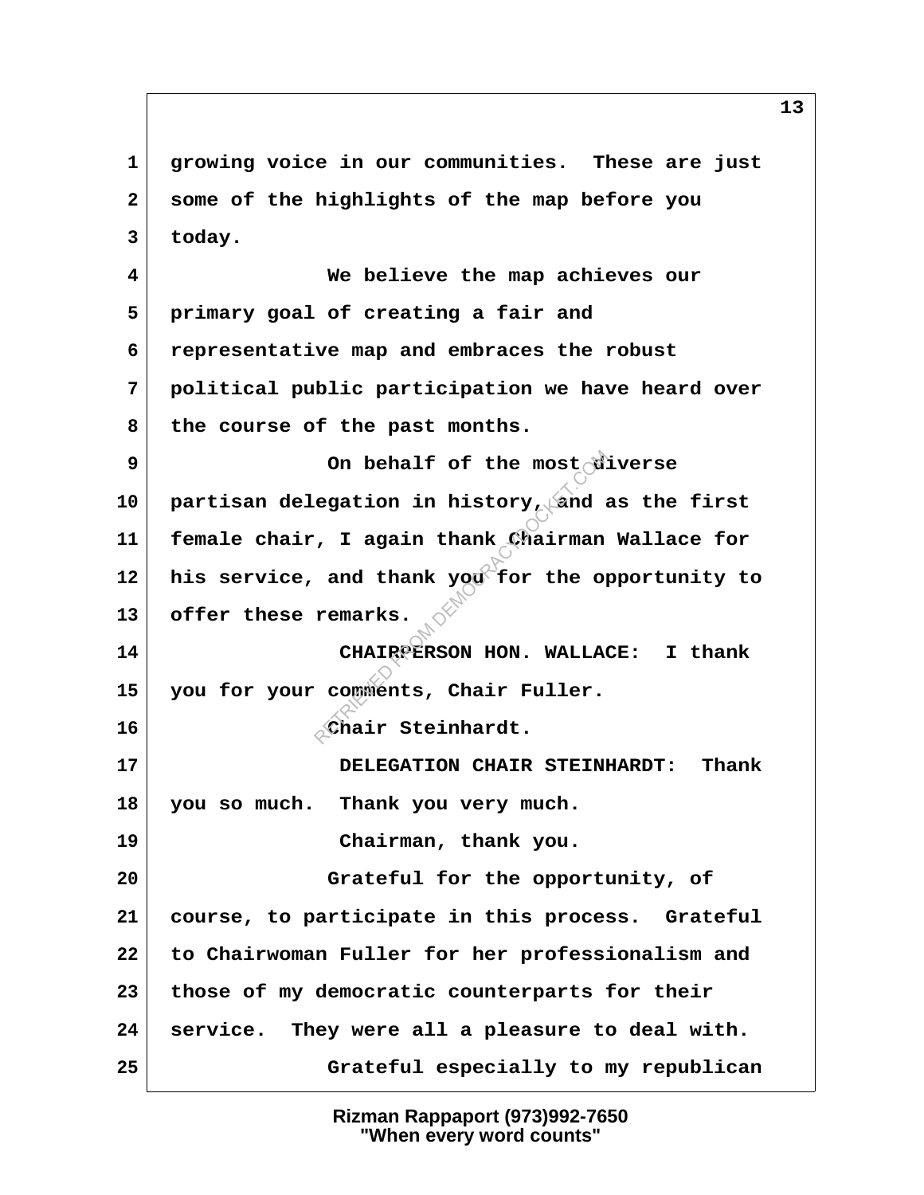1 growing voice in our communities. These are just
2 some of the highlights of the map before you
3 today.

4 We believe the map achieves our
5 primary goal of creating a fair and
6 representative map and embraces the robust
7 political public participation we have heard over
8 the course of the past months.

9 On behalf of the most diverse
10 partisan delegation in history, and as the first
11 female chair, I again thank Chairman Wallace for
12 his service, and thank you for the opportunity to
13 offer these remarks.

14 CHAIRPERSON HON. WALLACE: I thank
15 you for your comments, Chair Fuller.

16 Chair Steinhardt.

17 DELEGATION CHAIR STEINHARDT: Thank
18 you so much. Thank you very much.

19 Chairman, thank you.

20 Grateful for the opportunity, of
21 course, to participate in this process. Grateful
22 to Chairwoman Fuller for her professionalism and
23 those of my democratic counterparts for their
24 service. They were all a pleasure to deal with.

25 Grateful especially to my republican

Rizman Rappaport (973)992-7650
"When every word counts"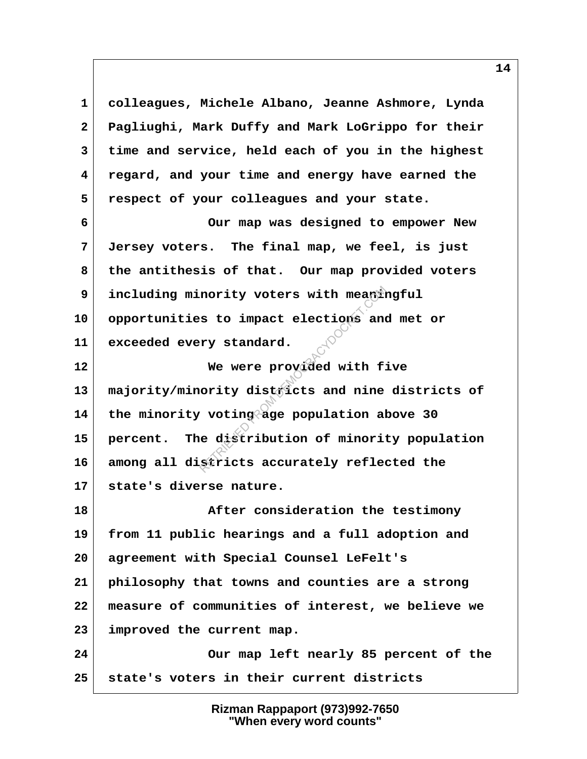colleagues, Michele Albano, Jeanne Ashmore, Lynda Pagliughi, Mark Duffy and Mark LoGrippo for their time and service, held each of you in the highest regard, and your time and energy have earned the respect of your colleagues and your state.

Our map was designed to empower New Jersey voters. The final map, we feel, is just the antithesis of that. Our map provided voters including minority voters with meaningful opportunities to impact elections and met or exceeded every standard.

We were provided with five majority/minority districts and nine districts of the minority voting age population above 30 percent. The distribution of minority population among all districts accurately reflected the state's diverse nature.

After consideration the testimony from 11 public hearings and a full adoption and agreement with Special Counsel LeFelt's philosophy that towns and counties are a strong measure of communities of interest, we believe we improved the current map.

Our map left nearly 85 percent of the state's voters in their current districts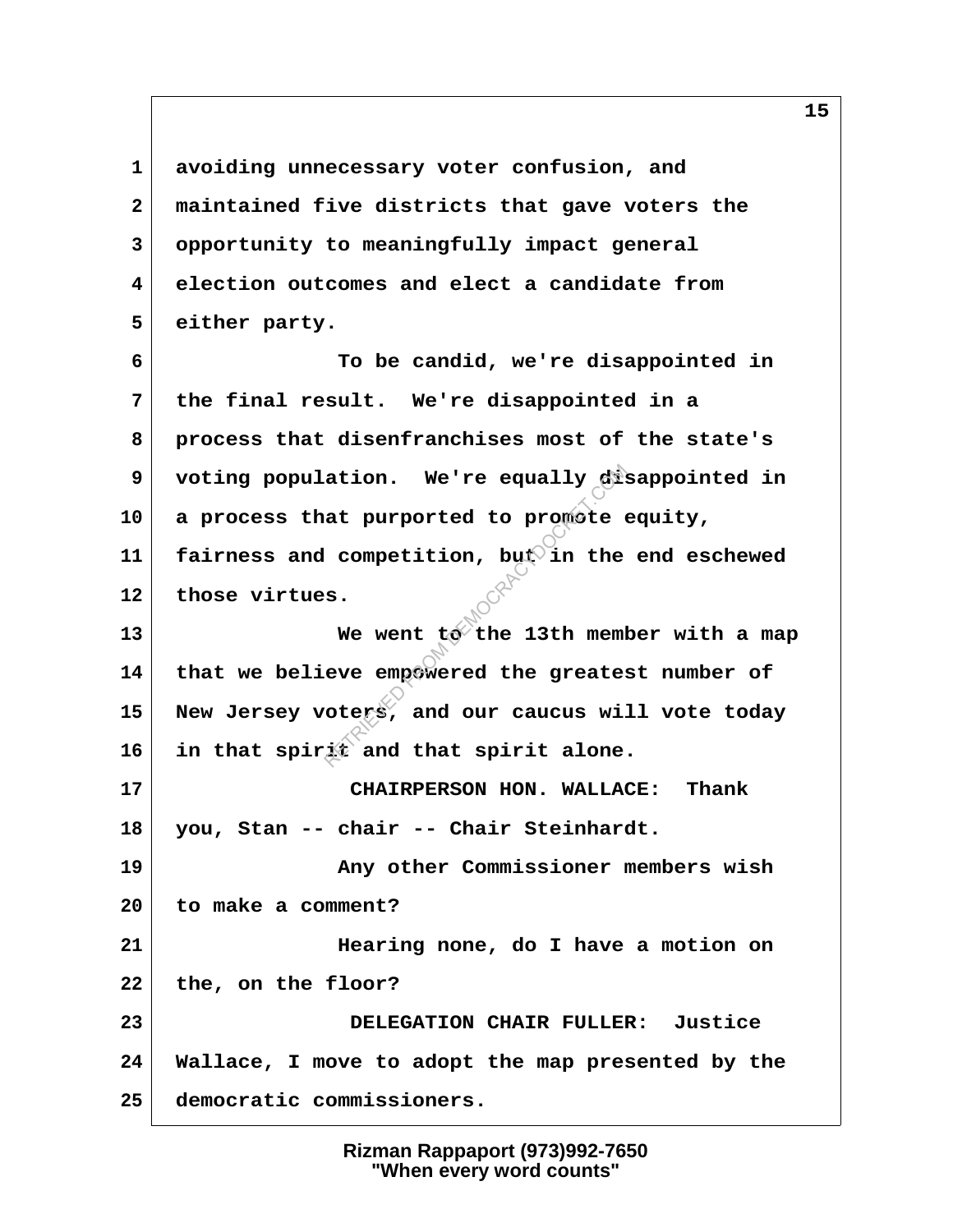avoiding unnecessary voter confusion, and maintained five districts that gave voters the opportunity to meaningfully impact general election outcomes and elect a candidate from either party.

To be candid, we're disappointed in the final result. We're disappointed in a process that disenfranchises most of the state's voting population. We're equally disappointed in a process that purported to promote equity, fairness and competition, but in the end eschewed those virtues.

We went to the 13th member with a map that we believe empowered the greatest number of New Jersey voters, and our caucus will vote today in that spirit and that spirit alone.

CHAIRPERSON HON. WALLACE: Thank you, Stan -- chair -- Chair Steinhardt.

Any other Commissioner members wish to make a comment?

Hearing none, do I have a motion on the, on the floor?

DELEGATION CHAIR FULLER: Justice Wallace, I move to adopt the map presented by the democratic commissioners.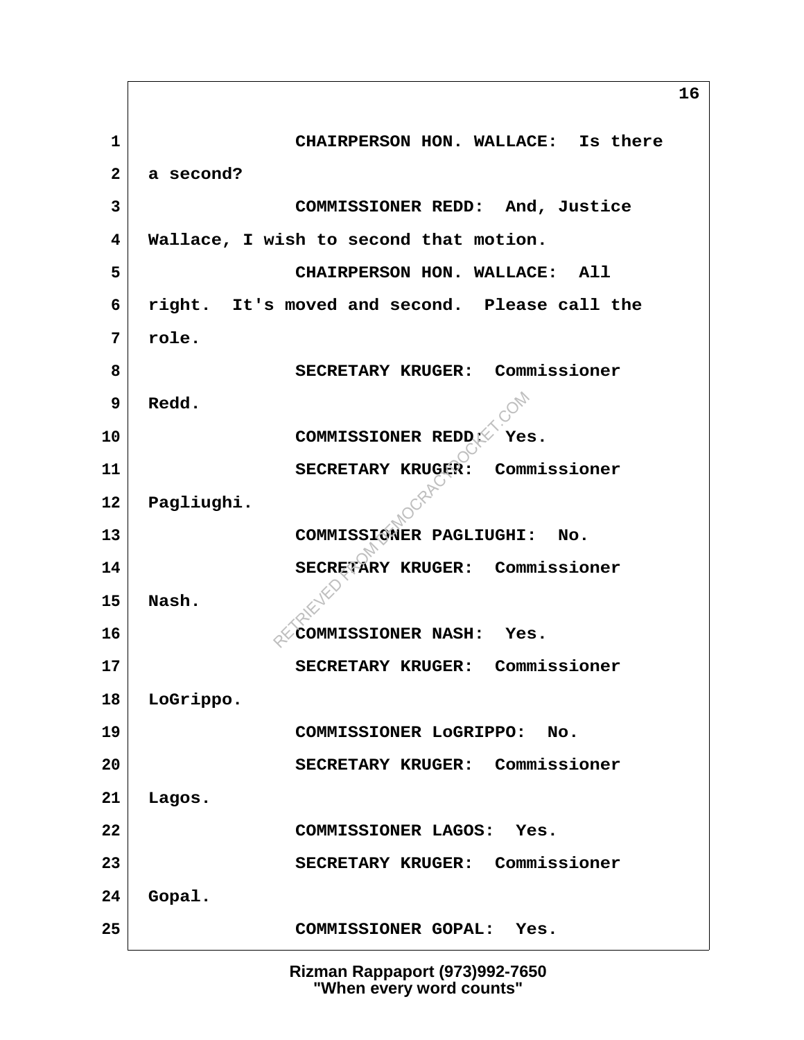CHAIRPERSON HON. WALLACE: Is there a second?

COMMISSIONER REDD: And, Justice Wallace, I wish to second that motion.

CHAIRPERSON HON. WALLACE: All right. It's moved and second. Please call the role.

SECRETARY KRUGER: Commissioner Redd.

COMMISSIONER REDD: Yes.

SECRETARY KRUGER: Commissioner Pagliughi.

COMMISSIONER PAGLIUGHI: No.

SECRETARY KRUGER: Commissioner Nash.

COMMISSIONER NASH: Yes.

SECRETARY KRUGER: Commissioner LoGrippo.

COMMISSIONER LoGRIPPO: No.

SECRETARY KRUGER: Commissioner Lagos.

COMMISSIONER LAGOS: Yes.

SECRETARY KRUGER: Commissioner Gopal.

COMMISSIONER GOPAL: Yes.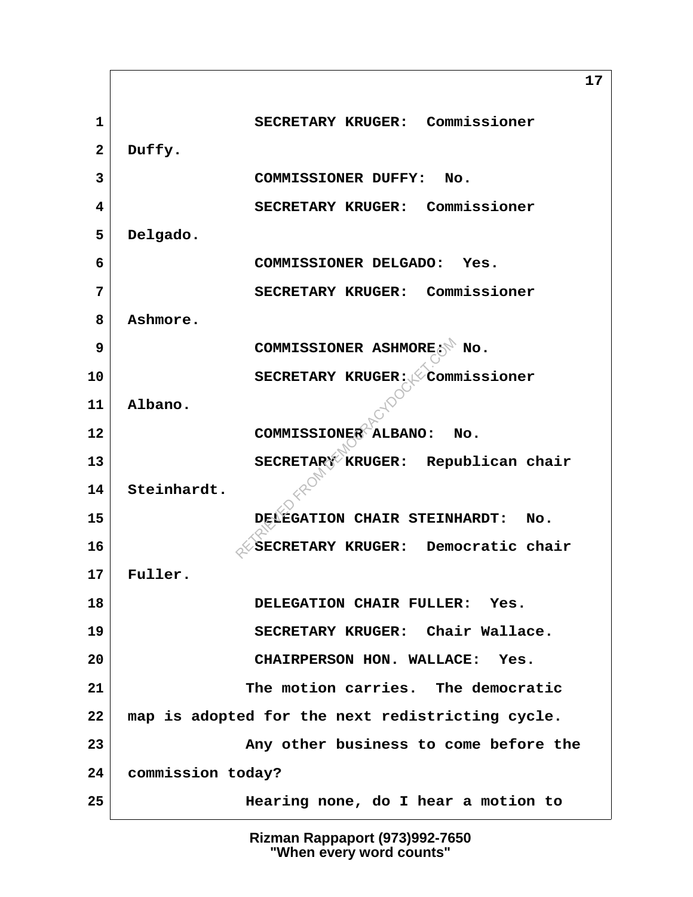1 SECRETARY KRUGER: Commissioner
2 Duffy.
3 COMMISSIONER DUFFY: No.
4 SECRETARY KRUGER: Commissioner
5 Delgado.
6 COMMISSIONER DELGADO: Yes.
7 SECRETARY KRUGER: Commissioner
8 Ashmore.
9 COMMISSIONER ASHMORE: No.
10 SECRETARY KRUGER: Commissioner
11 Albano.
12 COMMISSIONER ALBANO: No.
13 SECRETARY KRUGER: Republican chair
14 Steinhardt.
15 DELEGATION CHAIR STEINHARDT: No.
16 SECRETARY KRUGER: Democratic chair
17 Fuller.
18 DELEGATION CHAIR FULLER: Yes.
19 SECRETARY KRUGER: Chair Wallace.
20 CHAIRPERSON HON. WALLACE: Yes.
21 The motion carries. The democratic
22 map is adopted for the next redistricting cycle.
23 Any other business to come before the
24 commission today?
25 Hearing none, do I hear a motion to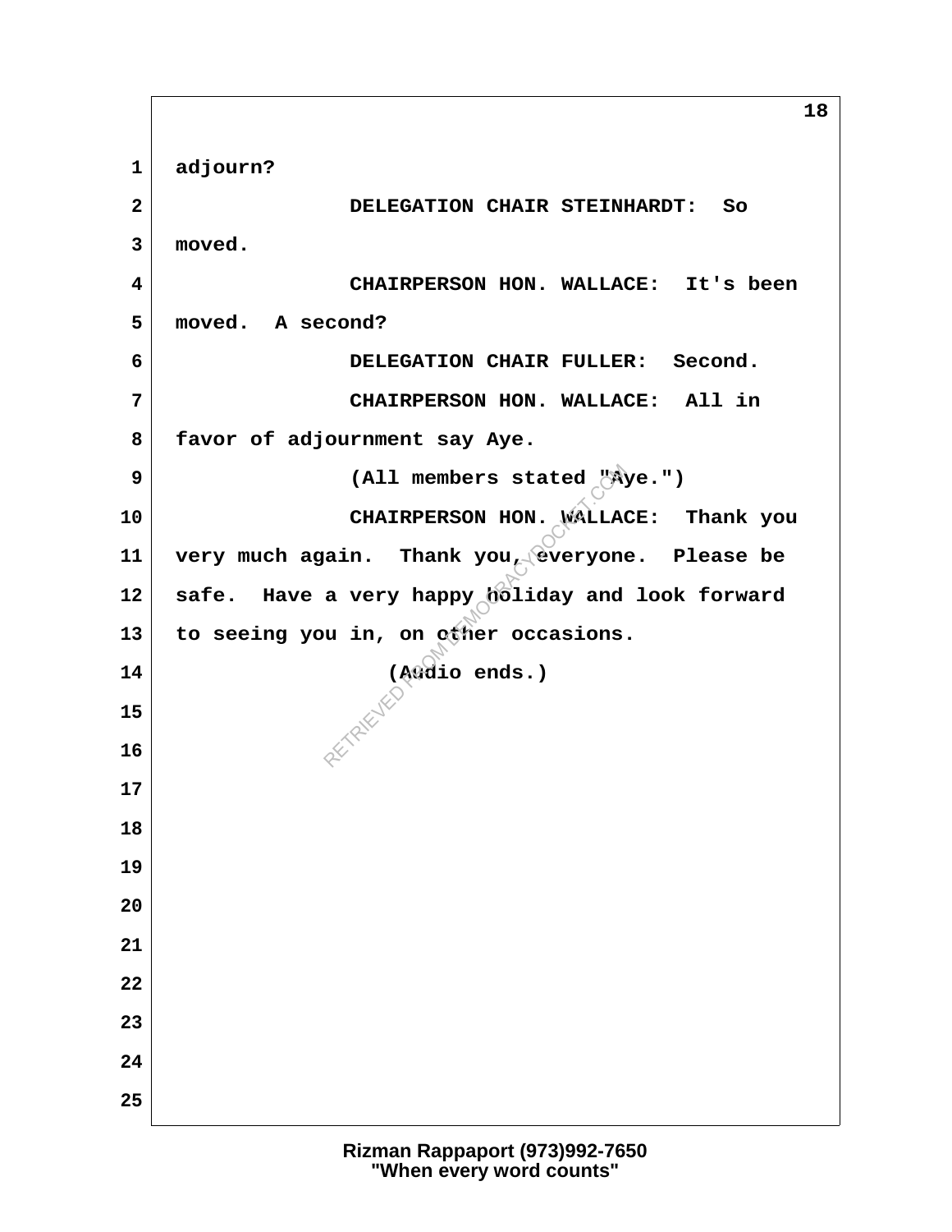1 adjourn?

2 DELEGATION CHAIR STEINHARDT: So

3 moved.

4 CHAIRPERSON HON. WALLACE: It's been

5 moved. A second?

6 DELEGATION CHAIR FULLER: Second.

7 CHAIRPERSON HON. WALLACE: All in

8 favor of adjournment say Aye.

9 (All members stated "Aye.")

10 CHAIRPERSON HON. WALLACE: Thank you

11 very much again. Thank you, everyone. Please be

12 safe. Have a very happy holiday and look forward

13 to seeing you in, on other occasions.

14 (Audio ends.)

15

16

17

18

19

20

21

22

23

24

25

Rizman Rappaport (973)992-7650
"When every word counts"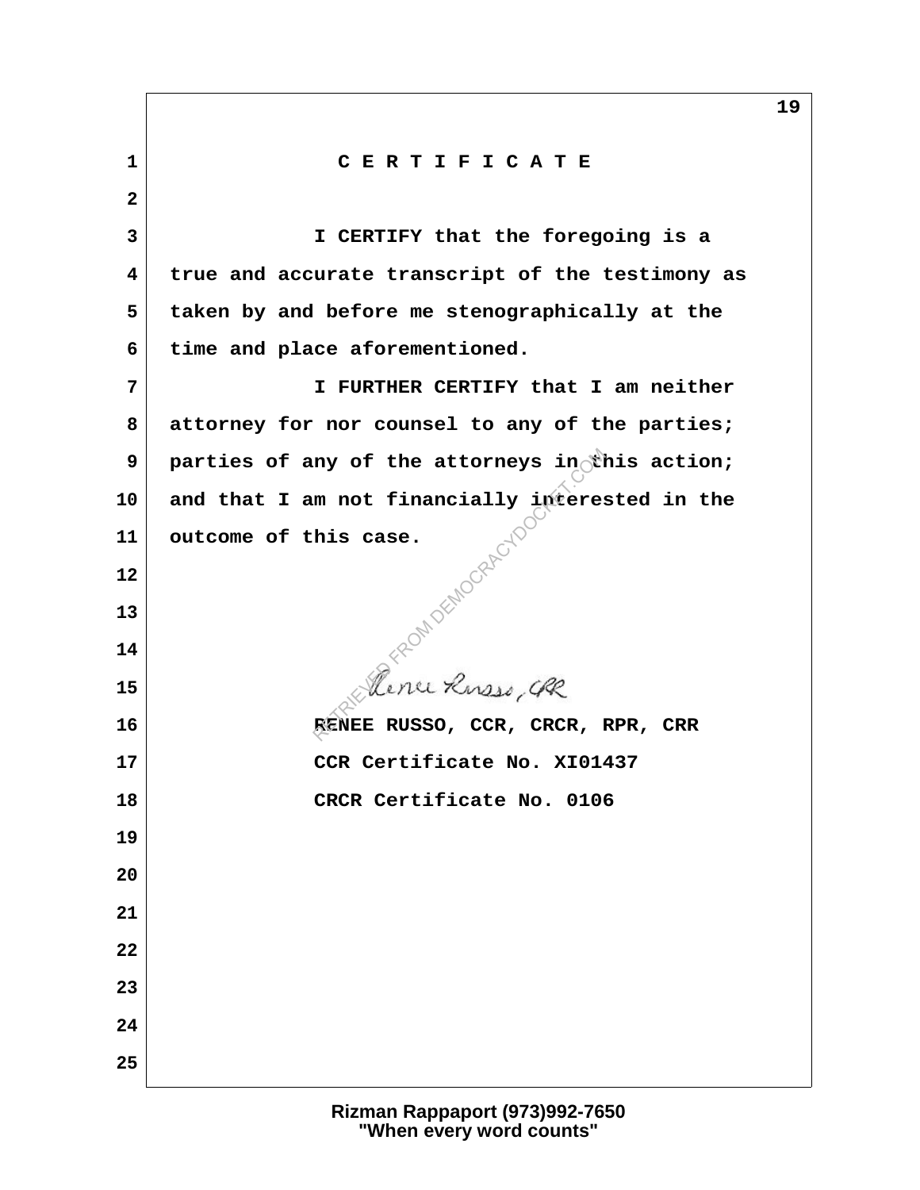# C E R T I F I C A T E

I CERTIFY that the foregoing is a true and accurate transcript of the testimony as taken by and before me stenographically at the time and place aforementioned.

I FURTHER CERTIFY that I am neither attorney for nor counsel to any of the parties; parties of any of the attorneys in this action; and that I am not financially interested in the outcome of this case.

Renee Russo, CRR

RENEE RUSSO, CCR, CRCR, RPR, CRR
CCR Certificate No. XI01437
CRCR Certificate No. 0106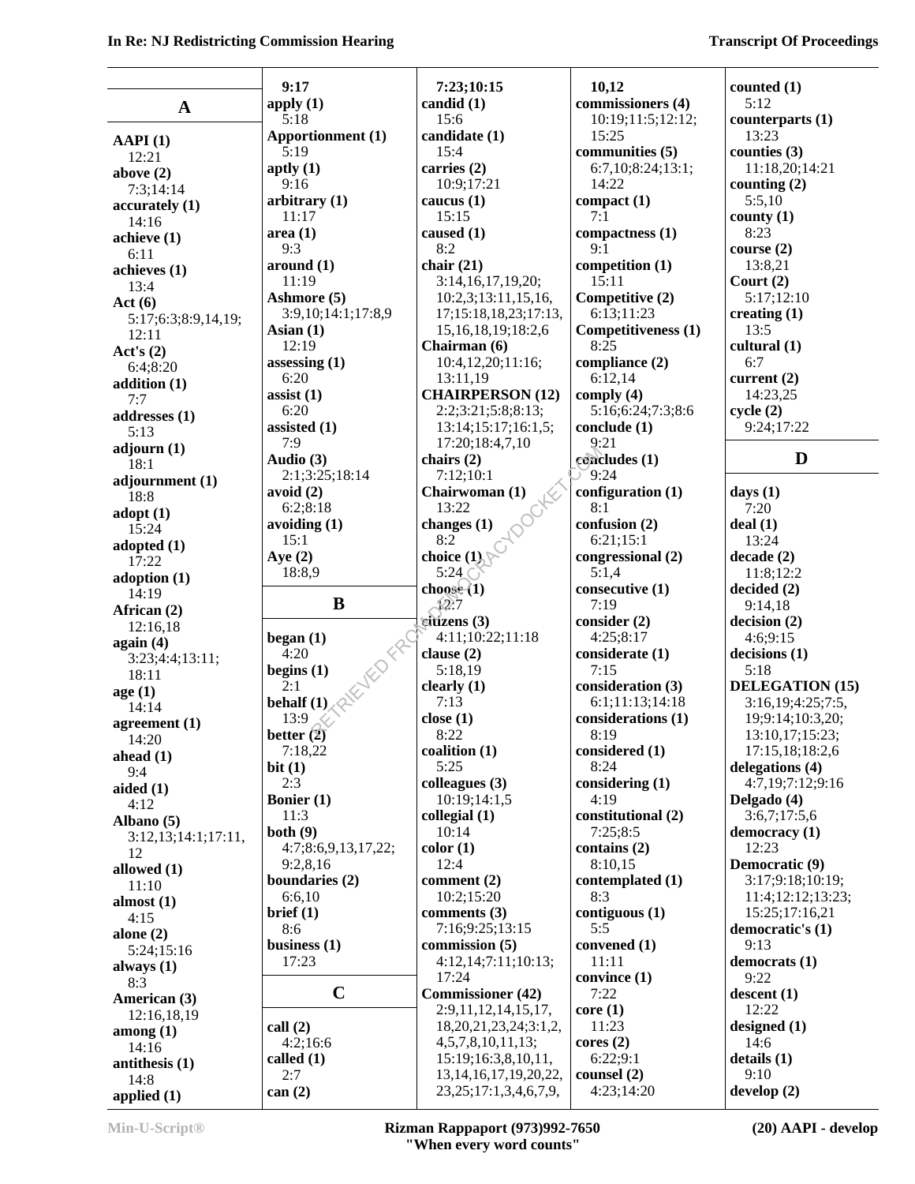## A

**AAPI (1)**
12:21
**above (2)**
7:3;14:14
**accurately (1)**
14:16
**achieve (1)**
6:11
**achieves (1)**
13:4
**Act (6)**
5:17;6:3;8:9,14,19;
12:11
**Act's (2)**
6:4;8:20
**addition (1)**
7:7
**addresses (1)**
5:13
**adjourn (1)**
18:1
**adjournment (1)**
18:8
**adopt (1)**
15:24
**adopted (1)**
17:22
**adoption (1)**
14:19
**African (2)**
12:16,18
**again (4)**
3:23;4:4;13:11;
18:11
**age (1)**
14:14
**agreement (1)**
14:20
**ahead (1)**
9:4
**aided (1)**
4:12
**Albano (5)**
3:12,13;14:1;17:11,
12
**allowed (1)**
11:10
**almost (1)**
4:15
**alone (2)**
5:24;15:16
**always (1)**
8:3
**American (3)**
12:16,18,19
**among (1)**
14:16
**antithesis (1)**
14:8
**applied (1)**
9:17
**apply (1)**
5:18
**Apportionment (1)**
5:19
**aptly (1)**
9:16
**arbitrary (1)**
11:17
**area (1)**
9:3
**around (1)**
11:19
**Ashmore (5)**
3:9,10;14:1;17:8,9
**Asian (1)**
12:19
**assessing (1)**
6:20
**assist (1)**
6:20
**assisted (1)**
7:9
**Audio (3)**
2:1;3:25;18:14
**avoid (2)**
6:2;8:18
**avoiding (1)**
15:1
**Aye (2)**
18:8,9

## B

**began (1)**
4:20
**begins (1)**
2:1
**behalf (1)**
13:9
**better (2)**
7:18,22
**bit (1)**
2:3
**Bonier (1)**
11:3
**both (9)**
4:7;8:6,9,13,17,22;
9:2,8,16
**boundaries (2)**
6:6,10
**brief (1)**
8:6
**business (1)**
17:23

## C

**call (2)**
4:2;16:6
**called (1)**
2:7
**can (2)**
7:23;10:15
**candid (1)**
15:6
**candidate (1)**
15:4
**carries (2)**
10:9;17:21
**caucus (1)**
15:15
**caused (1)**
8:2
**chair (21)**
3:14,16,17,19,20;
10:2,3;13:11,15,16,
17;15:18,18,23;17:13,
15,16,18,19;18:2,6
**Chairman (6)**
10:4,12,20;11:16;
13:11,19
**CHAIRPERSON (12)**
2:2;3:21;5:8;8:13;
13:14;15:17;16:1,5;
17:20;18:4,7,10
**chairs (2)**
7:12;10:1
**Chairwoman (1)**
13:22
**changes (1)**
8:2
**choice (1)**
5:24
**choose (1)**
12:7
**citizens (3)**
4:11;10:22;11:18
**clause (2)**
5:18,19
**clearly (1)**
7:13
**close (1)**
8:22
**coalition (1)**
5:25
**colleagues (3)**
10:19;14:1,5
**collegial (1)**
10:14
**color (1)**
12:4
**comment (2)**
10:2;15:20
**comments (3)**
7:16;9:25;13:15
**commission (5)**
4:12,14;7:11;10:13;
17:24
**Commissioner (42)**
2:9,11,12,14,15,17,
18,20,21,23,24;3:1,2,
4,5,7,8,10,11,13;
15:19;16:3,8,10,11,
13,14,16,17,19,20,22,
23,25;17:1,3,4,6,7,9,
10,12
**commissioners (4)**
10:19;11:5;12:12;
15:25
**communities (5)**
6:7,10;8:24;13:1;
14:22
**compact (1)**
7:1
**compactness (1)**
9:1
**competition (1)**
15:11
**Competitive (2)**
6:13;11:23
**Competitiveness (1)**
8:25
**compliance (2)**
6:12,14
**comply (4)**
5:16;6:24;7:3;8:6
**conclude (1)**
9:21
**concludes (1)**
9:24
**configuration (1)**
8:1
**confusion (2)**
6:21;15:1
**congressional (2)**
5:1,4
**consecutive (1)**
7:19
**consider (2)**
4:25;8:17
**considerate (1)**
7:15
**consideration (3)**
6:1;11:13;14:18
**considerations (1)**
8:19
**considered (1)**
8:24
**considering (1)**
4:19
**constitutional (2)**
7:25;8:5
**contains (2)**
8:10,15
**contemplated (1)**
8:3
**contiguous (1)**
5:5
**convened (1)**
11:11
**convince (1)**
7:22
**core (1)**
11:23
**cores (2)**
6:22;9:1
**counsel (2)**
4:23;14:20
**counted (1)**
5:12
**counterparts (1)**
13:23
**counties (3)**
11:18,20;14:21
**counting (2)**
5:5,10
**county (1)**
8:23
**course (2)**
13:8,21
**Court (2)**
5:17;12:10
**creating (1)**
13:5
**cultural (1)**
6:7
**current (2)**
14:23,25
**cycle (2)**
9:24;17:22

## D

**days (1)**
7:20
**deal (1)**
13:24
**decade (2)**
11:8;12:2
**decided (2)**
9:14,18
**decision (2)**
4:6;9:15
**decisions (1)**
5:18
**DELEGATION (15)**
3:16,19;4:25;7:5,
19;9:14;10:3,20;
13:10,17;15:23;
17:15,18;18:2,6
**delegations (4)**
4:7,19;7:12;9:16
**Delgado (4)**
3:6,7;17:5,6
**democracy (1)**
12:23
**Democratic (9)**
3:17;9:18;10:19;
11:4;12:12;13:23;
15:25;17:16,21
**democratic's (1)**
9:13
**democrats (1)**
9:22
**descent (1)**
12:22
**designed (1)**
14:6
**details (1)**
9:10
**develop (2)**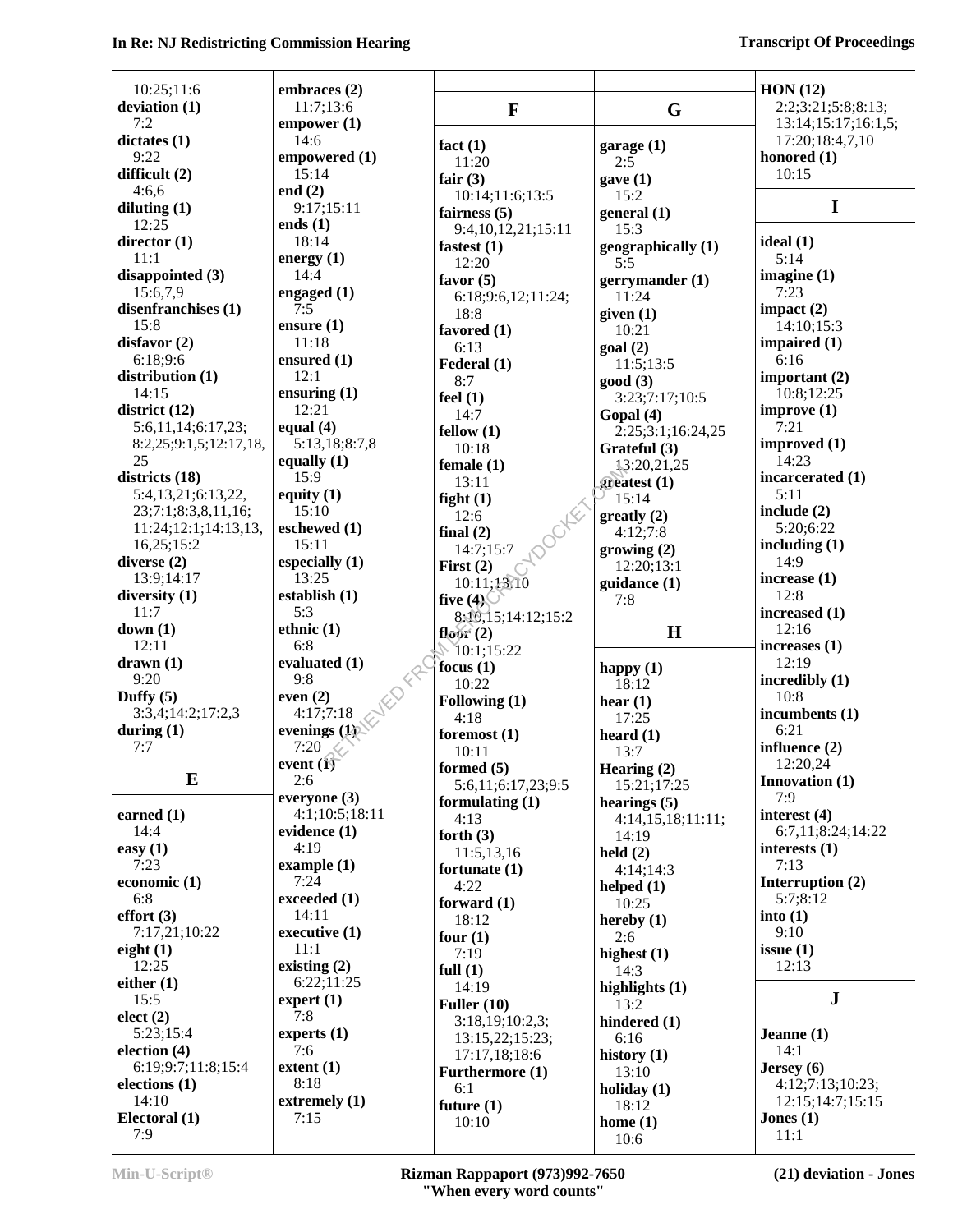10:25;11:6
**deviation (1)**
7:2
**dictates (1)**
9:22
**difficult (2)**
4:6,6
**diluting (1)**
12:25
**director (1)**
11:1
**disappointed (3)**
15:6,7,9
**disenfranchises (1)**
15:8
**disfavor (2)**
6:18;9:6
**distribution (1)**
14:15
**district (12)**
5:6,11,14;6:17,23;8:2,25;9:1,5;12:17,18,25
**districts (18)**
5:4,13,21;6:13,22,23;7:1;8:3,8,11,16;11:24;12:1;14:13,13,16,25;15:2
**diverse (2)**
13:9;14:17
**diversity (1)**
11:7
**down (1)**
12:11
**drawn (1)**
9:20
**Duffy (5)**
3:3,4;14:2;17:2,3
**during (1)**
7:7

## E

**earned (1)**
14:4
**easy (1)**
7:23
**economic (1)**
6:8
**effort (3)**
7:17,21;10:22
**eight (1)**
12:25
**either (1)**
15:5
**elect (2)**
5:23;15:4
**election (4)**
6:19;9:7;11:8;15:4
**elections (1)**
14:10
**Electoral (1)**
7:9
**embraces (2)**
11:7;13:6
**empower (1)**
14:6
**empowered (1)**
15:14
**end (2)**
9:17;15:11
**ends (1)**
18:14
**energy (1)**
14:4
**engaged (1)**
7:5
**ensure (1)**
11:18
**ensured (1)**
12:1
**ensuring (1)**
12:21
**equal (4)**
5:13,18;8:7,8
**equally (1)**
15:9
**equity (1)**
15:10
**eschewed (1)**
15:11
**especially (1)**
13:25
**establish (1)**
5:3
**ethnic (1)**
6:8
**evaluated (1)**
9:8
**even (2)**
4:17;7:18
**evenings (1)**
7:20
**event (1)**
2:6
**everyone (3)**
4:1;10:5;18:11
**evidence (1)**
4:19
**example (1)**
7:24
**exceeded (1)**
14:11
**executive (1)**
11:1
**existing (2)**
6:22;11:25
**expert (1)**
7:8
**experts (1)**
7:6
**extent (1)**
8:18
**extremely (1)**
7:15

## F

**fact (1)**
11:20
**fair (3)**
10:14;11:6;13:5
**fairness (5)**
9:4,10,12,21;15:11
**fastest (1)**
12:20
**favor (5)**
6:18;9:6,12;11:24;18:8
**favored (1)**
6:13
**Federal (1)**
8:7
**feel (1)**
14:7
**fellow (1)**
10:18
**female (1)**
13:11
**fight (1)**
12:6
**final (2)**
14:7;15:7
**First (2)**
10:11;13:10
**five (4)**
8:10,15;14:12;15:2
**floor (2)**
10:1;15:22
**focus (1)**
10:22
**Following (1)**
4:18
**foremost (1)**
10:11
**formed (5)**
5:6,11;6:17,23;9:5
**formulating (1)**
4:13
**forth (3)**
11:5,13,16
**fortunate (1)**
4:22
**forward (1)**
18:12
**four (1)**
7:19
**full (1)**
14:19
**Fuller (10)**
3:18,19;10:2,3;13:15,22;15:23;17:17,18;18:6
**Furthermore (1)**
6:1
**future (1)**
10:10

## G

**garage (1)**
2:5
**gave (1)**
15:2
**general (1)**
15:3
**geographically (1)**
5:5
**gerrymander (1)**
11:24
**given (1)**
10:21
**goal (2)**
11:5;13:5
**good (3)**
3:23;7:17;10:5
**Gopal (4)**
2:25;3:1;16:24,25
**Grateful (3)**
13:20,21,25
**greatest (1)**
15:14
**greatly (2)**
4:12;7:8
**growing (2)**
12:20;13:1
**guidance (1)**
7:8

## H

**happy (1)**
18:12
**hear (1)**
17:25
**heard (1)**
13:7
**Hearing (2)**
15:21;17:25
**hearings (5)**
4:14,15,18;11:11;14:19
**held (2)**
4:14;14:3
**helped (1)**
10:25
**hereby (1)**
2:6
**highest (1)**
14:3
**highlights (1)**
13:2
**hindered (1)**
6:16
**history (1)**
13:10
**holiday (1)**
18:12
**home (1)**
10:6
**HON (12)**
2:2;3:21;5:8;8:13;13:14;15:17;16:1,5;17:20;18:4,7,10
**honored (1)**
10:15

## I

**ideal (1)**
5:14
**imagine (1)**
7:23
**impact (2)**
14:10;15:3
**impaired (1)**
6:16
**important (2)**
10:8;12:25
**improve (1)**
7:21
**improved (1)**
14:23
**incarcerated (1)**
5:11
**include (2)**
5:20;6:22
**including (1)**
14:9
**increase (1)**
12:8
**increased (1)**
12:16
**increases (1)**
12:19
**incredibly (1)**
10:8
**incumbents (1)**
6:21
**influence (2)**
12:20,24
**Innovation (1)**
7:9
**interest (4)**
6:7,11;8:24;14:22
**interests (1)**
7:13
**Interruption (2)**
5:7;8:12
**into (1)**
9:10
**issue (1)**
12:13

## J

**Jeanne (1)**
14:1
**Jersey (6)**
4:12;7:13;10:23;12:15;14:7;15:15
**Jones (1)**
11:1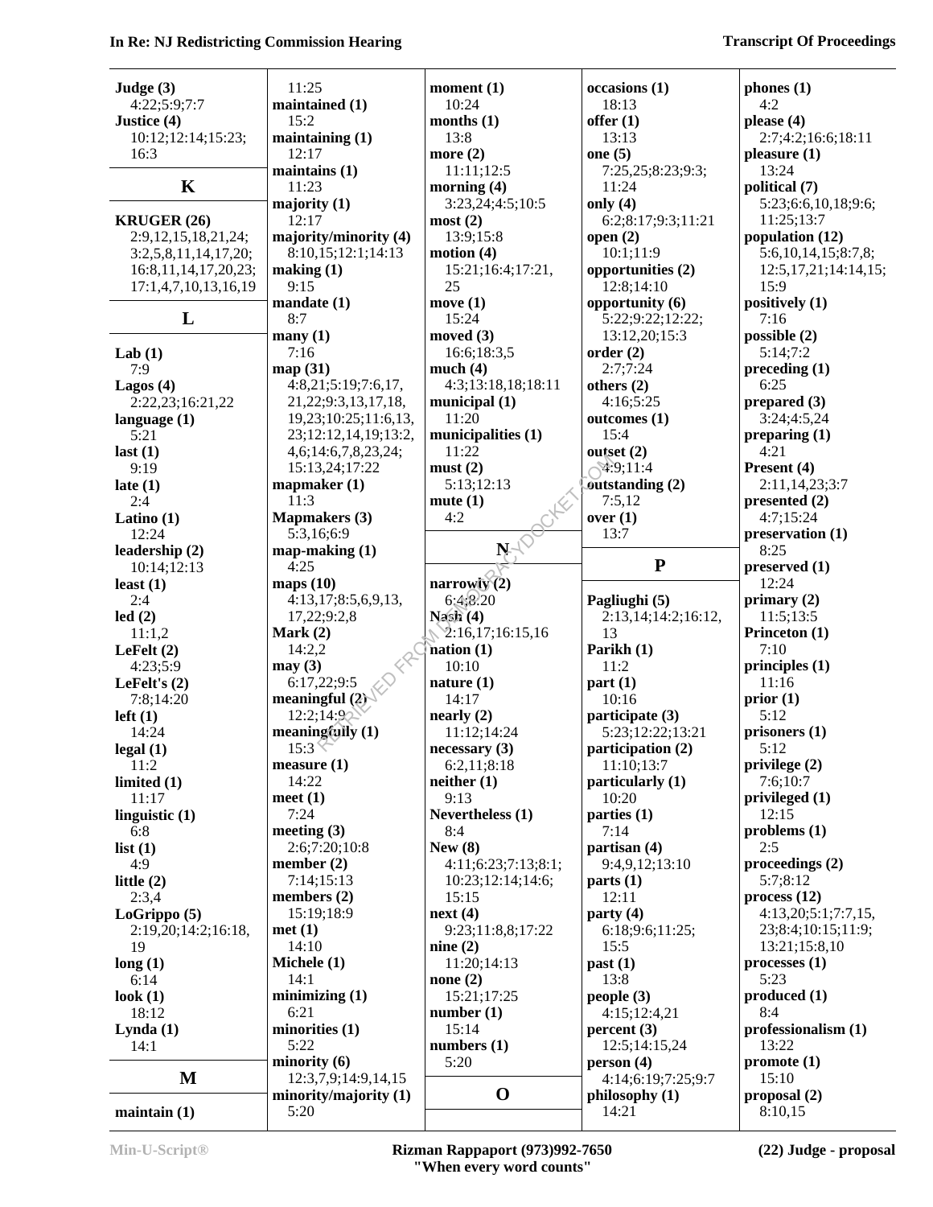**Judge (3)**
4:22;5:9;7:7
**Justice (4)**
10:12;12:14;15:23;16:3

## K

**KRUGER (26)**
2:9,12,15,18,21,24;3:2,5,8,11,14,17,20;16:8,11,14,17,20,23;17:1,4,7,10,13,16,19

## L

**Lab (1)**
7:9
**Lagos (4)**
2:22,23;16:21,22
**language (1)**
5:21
**last (1)**
9:19
**late (1)**
2:4
**Latino (1)**
12:24
**leadership (2)**
10:14;12:13
**least (1)**
2:4
**led (2)**
11:1,2
**LeFelt (2)**
4:23;5:9
**LeFelt's (2)**
7:8;14:20
**left (1)**
14:24
**legal (1)**
11:2
**limited (1)**
11:17
**linguistic (1)**
6:8
**list (1)**
4:9
**little (2)**
2:3,4
**LoGrippo (5)**
2:19,20;14:2;16:18,19
**long (1)**
6:14
**look (1)**
18:12
**Lynda (1)**
14:1

## M

**maintain (1)**
11:25
**maintained (1)**
15:2
**maintaining (1)**
12:17
**maintains (1)**
11:23
**majority (1)**
12:17
**majority/minority (4)**
8:10,15;12:1;14:13
**making (1)**
9:15
**mandate (1)**
8:7
**many (1)**
7:16
**map (31)**
4:8,21;5:19;7:6,17,21,22;9:3,13,17,18,19,23;10:25;11:6,13,23;12:12,14,19;13:2,4,6;14:6,7,8,23,24;15:13,24;17:22
**mapmaker (1)**
11:3
**Mapmakers (3)**
5:3,16;6:9
**map-making (1)**
4:25
**maps (10)**
4:13,17;8:5,6,9,13,17,22;9:2,8
**Mark (2)**
14:2,2
**may (3)**
6:17,22;9:5
**meaningful (2)**
12:2;14:9
**meaningfully (1)**
15:3
**measure (1)**
14:22
**meet (1)**
7:24
**meeting (3)**
2:6;7:20;10:8
**member (2)**
7:14;15:13
**members (2)**
15:19;18:9
**met (1)**
14:10
**Michele (1)**
14:1
**minimizing (1)**
6:21
**minorities (1)**
5:22
**minority (6)**
12:3,7,9;14:9,14,15
**minority/majority (1)**
5:20
**moment (1)**
10:24
**months (1)**
13:8
**more (2)**
11:11;12:5
**morning (4)**
3:23,24;4:5;10:5
**most (2)**
13:9;15:8
**motion (4)**
15:21;16:4;17:21,25
**move (1)**
15:24
**moved (3)**
16:6;18:3,5
**much (4)**
4:3;13:18,18;18:11
**municipal (1)**
11:20
**municipalities (1)**
11:22
**must (2)**
5:13;12:13
**mute (1)**
4:2

## N

**narrowly (2)**
6:4;8:20
**Nash (4)**
2:16,17;16:15,16
**nation (1)**
10:10
**nature (1)**
14:17
**nearly (2)**
11:12;14:24
**necessary (3)**
6:2,11;8:18
**neither (1)**
9:13
**Nevertheless (1)**
8:4
**New (8)**
4:11;6:23;7:13;8:1;10:23;12:14;14:6;15:15
**next (4)**
9:23;11:8,8;17:22
**nine (2)**
11:20;14:13
**none (2)**
15:21;17:25
**number (1)**
15:14
**numbers (1)**
5:20

## O

**occasions (1)**
18:13
**offer (1)**
13:13
**one (5)**
7:25,25;8:23;9:3;11:24
**only (4)**
6:2;8:17;9:3;11:21
**open (2)**
10:1;11:9
**opportunities (2)**
12:8;14:10
**opportunity (6)**
5:22;9:22;12:22;13:12,20;15:3
**order (2)**
2:7;7:24
**others (2)**
4:16;5:25
**outcomes (1)**
15:4
**outset (2)**
4:9;11:4
**outstanding (2)**
7:5,12
**over (1)**
13:7

## P

**Pagliughi (5)**
2:13,14;14:2;16:12,13
**Parikh (1)**
11:2
**part (1)**
10:16
**participate (3)**
5:23;12:22;13:21
**participation (2)**
11:10;13:7
**particularly (1)**
10:20
**parties (1)**
7:14
**partisan (4)**
9:4,9,12;13:10
**parts (1)**
12:11
**party (4)**
6:18;9:6;11:25;15:5
**past (1)**
13:8
**people (3)**
4:15;12:4,21
**percent (3)**
12:5;14:15,24
**person (4)**
4:14;6:19;7:25;9:7
**philosophy (1)**
14:21
**phones (1)**
4:2
**please (4)**
2:7;4:2;16:6;18:11
**pleasure (1)**
13:24
**political (7)**
5:23;6:6,10,18;9:6;11:25;13:7
**population (12)**
5:6,10,14,15;8:7,8;12:5,17,21;14:14,15;15:9
**positively (1)**
7:16
**possible (2)**
5:14;7:2
**preceding (1)**
6:25
**prepared (3)**
3:24;4:5,24
**preparing (1)**
4:21
**Present (4)**
2:11,14,23;3:7
**presented (2)**
4:7;15:24
**preservation (1)**
8:25
**preserved (1)**
12:24
**primary (2)**
11:5;13:5
**Princeton (1)**
7:10
**principles (1)**
11:16
**prior (1)**
5:12
**prisoners (1)**
5:12
**privilege (2)**
7:6;10:7
**privileged (1)**
12:15
**problems (1)**
2:5
**proceedings (2)**
5:7;8:12
**process (12)**
4:13,20;5:1;7:7,15,23;8:4;10:15;11:9;13:21;15:8,10
**processes (1)**
5:23
**produced (1)**
8:4
**professionalism (1)**
13:22
**promote (1)**
15:10
**proposal (2)**
8:10,15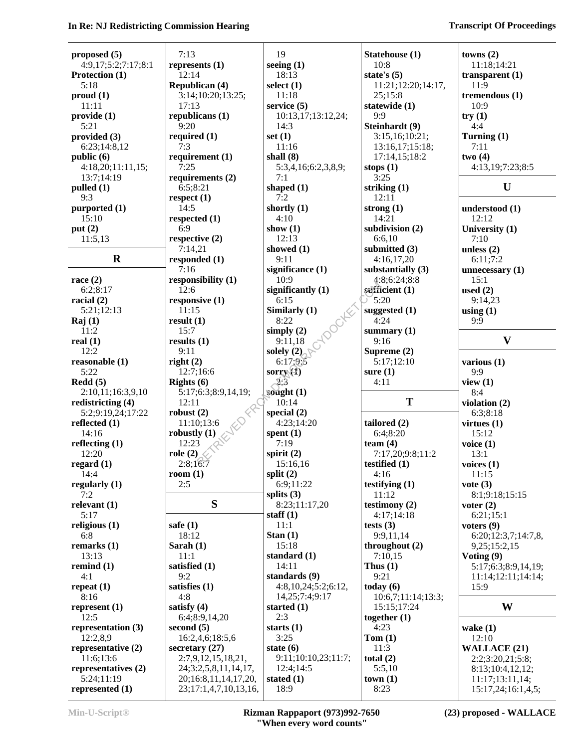**proposed (5)**
4:9,17;5:2;7:17;8:1
**Protection (1)**
5:18
**proud (1)**
11:11
**provide (1)**
5:21
**provided (3)**
6:23;14:8,12
**public (6)**
4:18,20;11:11,15;
13:7;14:19
**pulled (1)**
9:3
**purported (1)**
15:10
**put (2)**
11:5,13

## R

**race (2)**
6:2;8:17
**racial (2)**
5:21;12:13
**Raj (1)**
11:2
**real (1)**
12:2
**reasonable (1)**
5:22
**Redd (5)**
2:10,11;16:3,9,10
**redistricting (4)**
5:2;9:19,24;17:22
**reflected (1)**
14:16
**reflecting (1)**
12:20
**regard (1)**
14:4
**regularly (1)**
7:2
**relevant (1)**
5:17
**religious (1)**
6:8
**remarks (1)**
13:13
**remind (1)**
4:1
**repeat (1)**
8:16
**represent (1)**
12:5
**representation (3)**
12:2,8,9
**representative (2)**
11:6;13:6
**representatives (2)**
5:24;11:19
**represented (1)**
7:13
**represents (1)**
12:14
**Republican (4)**
3:14;10:20;13:25;
17:13
**republicans (1)**
9:20
**required (1)**
7:3
**requirement (1)**
7:25
**requirements (2)**
6:5;8:21
**respect (1)**
14:5
**respected (1)**
6:9
**respective (2)**
7:14,21
**responded (1)**
7:16
**responsibility (1)**
12:6
**responsive (1)**
11:15
**result (1)**
15:7
**results (1)**
9:11
**right (2)**
12:7;16:6
**Rights (6)**
5:17;6:3;8:9,14,19;
12:11
**robust (2)**
11:10;13:6
**robustly (1)**
12:23
**role (2)**
2:8;16:7
**room (1)**
2:5

## S

**safe (1)**
18:12
**Sarah (1)**
11:1
**satisfied (1)**
9:2
**satisfies (1)**
4:8
**satisfy (4)**
6:4;8:9,14,20
**second (5)**
16:2,4,6;18:5,6
**secretary (27)**
2:7,9,12,15,18,21,
24;3:2,5,8,11,14,17,
20;16:8,11,14,17,20,
23;17:1,4,7,10,13,16,
19
**seeing (1)**
18:13
**select (1)**
11:18
**service (5)**
10:13,17;13:12,24;
14:3
**set (1)**
11:16
**shall (8)**
5:3,4,16;6:2,3,8,9;
7:1
**shaped (1)**
7:2
**shortly (1)**
4:10
**show (1)**
12:13
**showed (1)**
9:11
**significance (1)**
10:9
**significantly (1)**
6:15
**Similarly (1)**
8:22
**simply (2)**
9:11,18
**solely (2)**
6:17;9:5
**sorry (1)**
2:3
**sought (1)**
10:14
**special (2)**
4:23;14:20
**spent (1)**
7:19
**spirit (2)**
15:16,16
**split (2)**
6:9;11:22
**splits (3)**
8:23;11:17,20
**staff (1)**
11:1
**Stan (1)**
15:18
**standard (1)**
14:11
**standards (9)**
4:8,10,24;5:2;6:12,
14,25;7:4;9:17
**started (1)**
2:3
**starts (1)**
3:25
**state (6)**
9:11;10:10,23;11:7;
12:4;14:5
**stated (1)**
18:9
**Statehouse (1)**
10:8
**state's (5)**
11:21;12:20;14:17,
25;15:8
**statewide (1)**
9:9
**Steinhardt (9)**
3:15,16;10:21;
13:16,17;15:18;
17:14,15;18:2
**stops (1)**
3:25
**striking (1)**
12:11
**strong (1)**
14:21
**subdivision (2)**
6:6,10
**submitted (3)**
4:16,17,20
**substantially (3)**
4:8;6:24;8:8
**sufficient (1)**
5:20
**suggested (1)**
4:24
**summary (1)**
9:16
**Supreme (2)**
5:17;12:10
**sure (1)**
4:11

## T

**tailored (2)**
6:4;8:20
**team (4)**
7:17,20;9:8;11:2
**testified (1)**
4:16
**testifying (1)**
11:12
**testimony (2)**
4:17;14:18
**tests (3)**
9:9,11,14
**throughout (2)**
7:10,15
**Thus (1)**
9:21
**today (6)**
10:6,7;11:14;13:3;
15:15;17:24
**together (1)**
4:23
**Tom (1)**
11:3
**total (2)**
5:5,10
**town (1)**
8:23
**towns (2)**
11:18;14:21
**transparent (1)**
11:9
**tremendous (1)**
10:9
**try (1)**
4:4
**Turning (1)**
7:11
**two (4)**
4:13,19;7:23;8:5

## U

**understood (1)**
12:12
**University (1)**
7:10
**unless (2)**
6:11;7:2
**unnecessary (1)**
15:1
**used (2)**
9:14,23
**using (1)**
9:9

## V

**various (1)**
9:9
**view (1)**
8:4
**violation (2)**
6:3;8:18
**virtues (1)**
15:12
**voice (1)**
13:1
**voices (1)**
11:15
**vote (3)**
8:1;9:18;15:15
**voter (2)**
6:21;15:1
**voters (9)**
6:20;12:3,7;14:7,8,
9,25;15:2,15
**Voting (9)**
5:17;6:3;8:9,14,19;
11:14;12:11;14:14;
15:9

## W

**wake (1)**
12:10
**WALLACE (21)**
2:2;3:20,21;5:8;
8:13;10:4,12,12;
11:17;13:11,14;
15:17,24;16:1,4,5;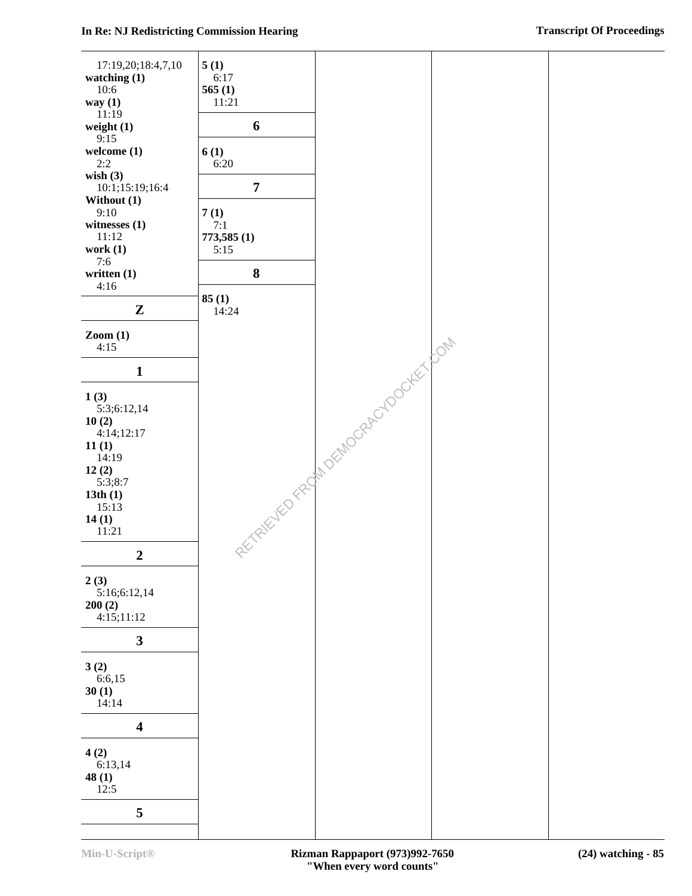17:19,20;18:4,7,10

**watching (1)**
10:6

**way (1)**
11:19

**weight (1)**
9:15

**welcome (1)**
2:2

**wish (3)**
10:1;15:19;16:4

**Without (1)**
9:10

**witnesses (1)**
11:12

**work (1)**
7:6

**written (1)**
4:16

## Z

**Zoom (1)**
4:15

## 1

**1 (3)**
5:3;6:12,14

**10 (2)**
4:14;12:17

**11 (1)**
14:19

**12 (2)**
5:3;8:7

**13th (1)**
15:13

**14 (1)**
11:21

## 2

**2 (3)**
5:16;6:12,14

**200 (2)**
4:15;11:12

## 3

**3 (2)**
6:6,15

**30 (1)**
14:14

## 4

**4 (2)**
6:13,14

**48 (1)**
12:5

## 5

**5 (1)**
6:17

**565 (1)**
11:21

## 6

**6 (1)**
6:20

## 7

**7 (1)**
7:1

**773,585 (1)**
5:15

## 8

**85 (1)**
14:24